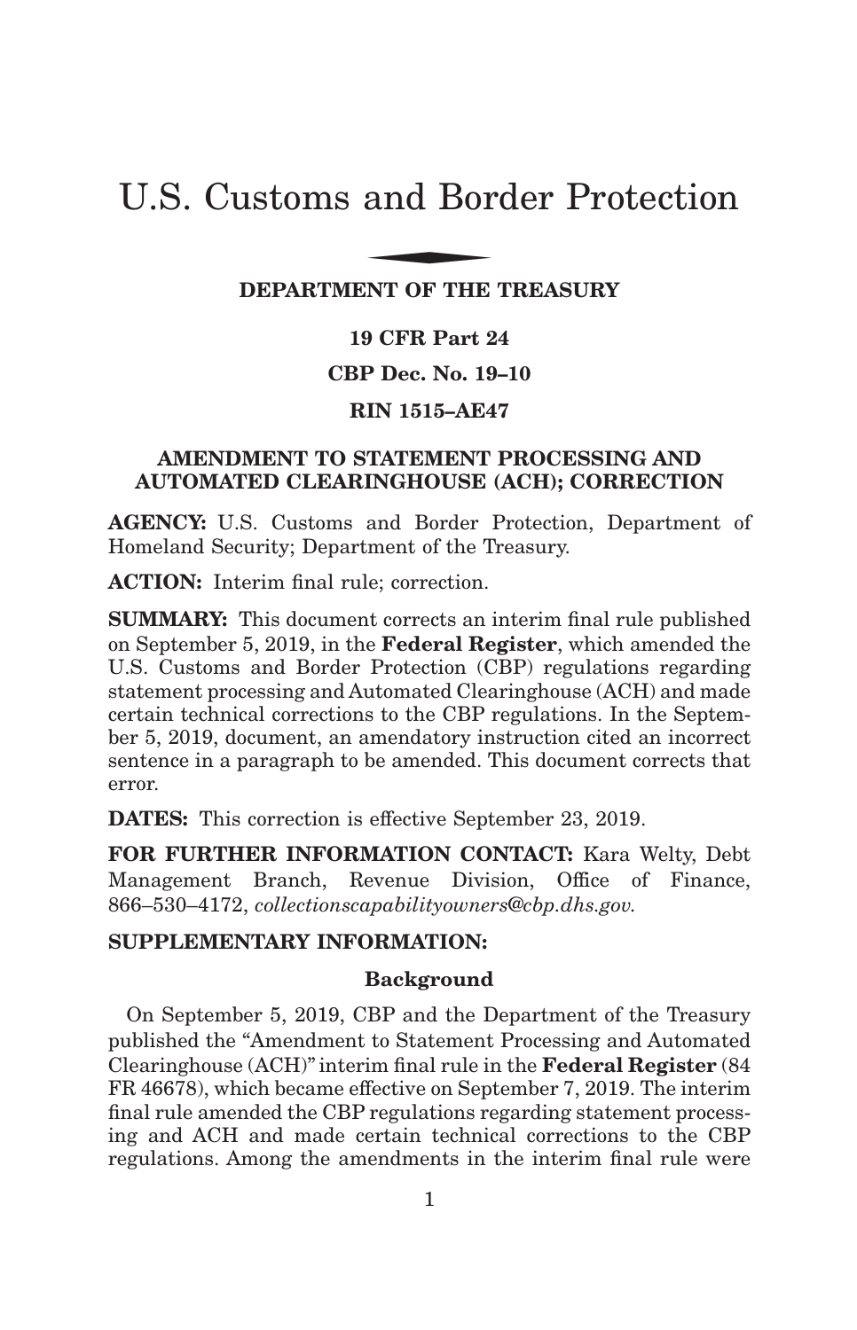# U.S. Customs and Border Protection

**DEPARTMENT OF THE TREASURY**

**19 CFR Part 24**

**CBP Dec. No. 19–10**

**RIN 1515–AE47**

**AMENDMENT TO STATEMENT PROCESSING AND AUTOMATED CLEARINGHOUSE (ACH); CORRECTION**

**AGENCY:** U.S. Customs and Border Protection, Department of Homeland Security; Department of the Treasury.

**ACTION:** Interim final rule; correction.

**SUMMARY:** This document corrects an interim final rule published on September 5, 2019, in the **Federal Register**, which amended the U.S. Customs and Border Protection (CBP) regulations regarding statement processing and Automated Clearinghouse (ACH) and made certain technical corrections to the CBP regulations. In the September 5, 2019, document, an amendatory instruction cited an incorrect sentence in a paragraph to be amended. This document corrects that error.

**DATES:** This correction is effective September 23, 2019.

**FOR FURTHER INFORMATION CONTACT:** Kara Welty, Debt Management Branch, Revenue Division, Office of Finance, 866–530–4172, *collectionscapabilityowners@cbp.dhs.gov.*

**SUPPLEMENTARY INFORMATION:**

**Background**

On September 5, 2019, CBP and the Department of the Treasury published the "Amendment to Statement Processing and Automated Clearinghouse (ACH)" interim final rule in the **Federal Register** (84 FR 46678), which became effective on September 7, 2019. The interim final rule amended the CBP regulations regarding statement processing and ACH and made certain technical corrections to the CBP regulations. Among the amendments in the interim final rule were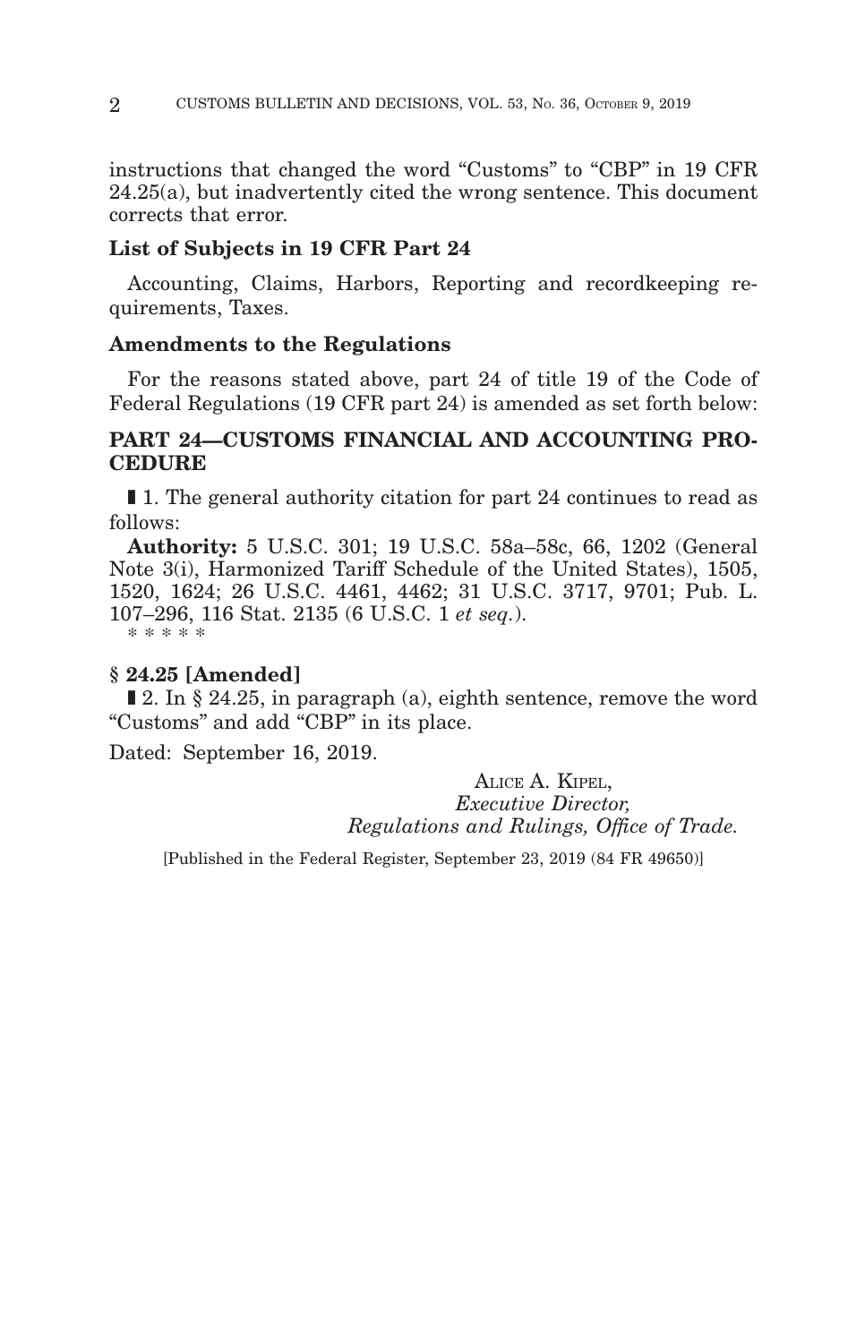instructions that changed the word "Customs" to "CBP" in 19 CFR 24.25(a), but inadvertently cited the wrong sentence. This document corrects that error.

### List of Subjects in 19 CFR Part 24

Accounting, Claims, Harbors, Reporting and recordkeeping requirements, Taxes.

### Amendments to the Regulations

For the reasons stated above, part 24 of title 19 of the Code of Federal Regulations (19 CFR part 24) is amended as set forth below:

### PART 24—CUSTOMS FINANCIAL AND ACCOUNTING PROCEDURE

■ 1. The general authority citation for part 24 continues to read as follows:

**Authority:** 5 U.S.C. 301; 19 U.S.C. 58a–58c, 66, 1202 (General Note 3(i), Harmonized Tariff Schedule of the United States), 1505, 1520, 1624; 26 U.S.C. 4461, 4462; 31 U.S.C. 3717, 9701; Pub. L. 107–296, 116 Stat. 2135 (6 U.S.C. 1 *et seq.*).

\* \* \* \* \*

### § 24.25 [Amended]

■ 2. In § 24.25, in paragraph (a), eighth sentence, remove the word "Customs" and add "CBP" in its place.

Dated: September 16, 2019.

ALICE A. KIPEL,
*Executive Director,*
*Regulations and Rulings, Office of Trade.*

[Published in the Federal Register, September 23, 2019 (84 FR 49650)]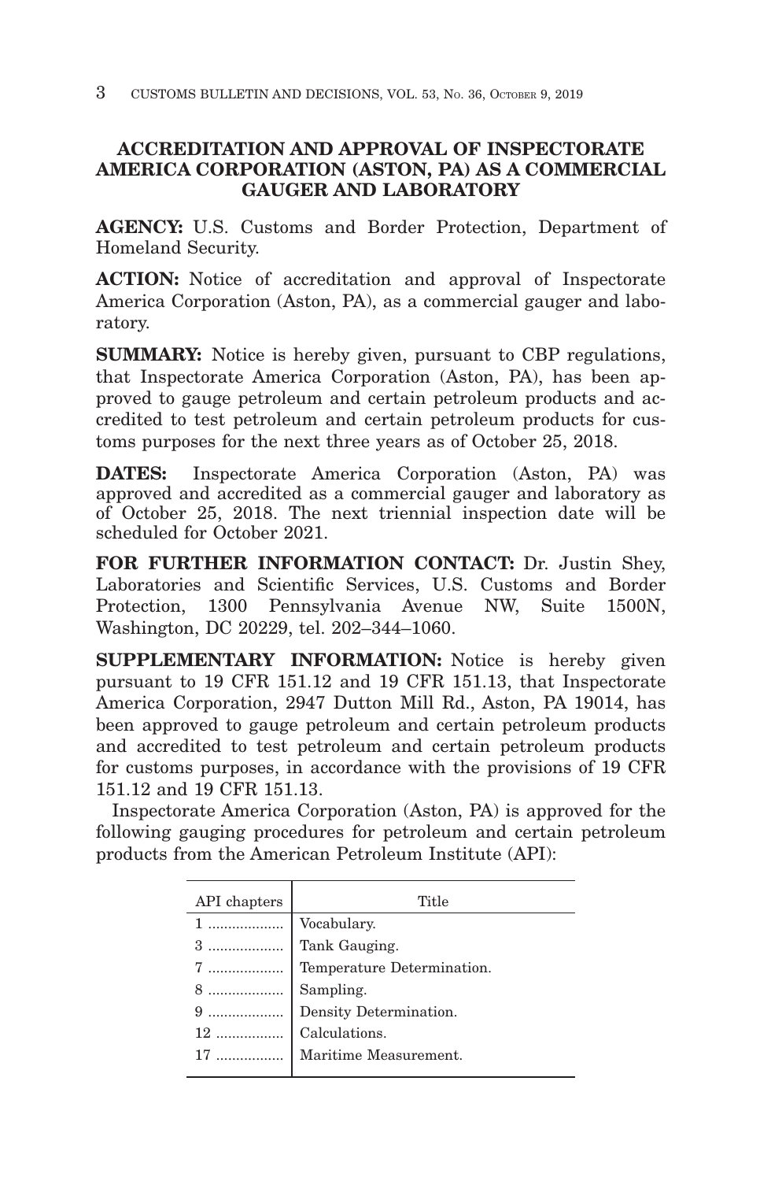## ACCREDITATION AND APPROVAL OF INSPECTORATE AMERICA CORPORATION (ASTON, PA) AS A COMMERCIAL GAUGER AND LABORATORY

**AGENCY:** U.S. Customs and Border Protection, Department of Homeland Security.

**ACTION:** Notice of accreditation and approval of Inspectorate America Corporation (Aston, PA), as a commercial gauger and laboratory.

**SUMMARY:** Notice is hereby given, pursuant to CBP regulations, that Inspectorate America Corporation (Aston, PA), has been approved to gauge petroleum and certain petroleum products and accredited to test petroleum and certain petroleum products for customs purposes for the next three years as of October 25, 2018.

**DATES:** Inspectorate America Corporation (Aston, PA) was approved and accredited as a commercial gauger and laboratory as of October 25, 2018. The next triennial inspection date will be scheduled for October 2021.

**FOR FURTHER INFORMATION CONTACT:** Dr. Justin Shey, Laboratories and Scientific Services, U.S. Customs and Border Protection, 1300 Pennsylvania Avenue NW, Suite 1500N, Washington, DC 20229, tel. 202–344–1060.

**SUPPLEMENTARY INFORMATION:** Notice is hereby given pursuant to 19 CFR 151.12 and 19 CFR 151.13, that Inspectorate America Corporation, 2947 Dutton Mill Rd., Aston, PA 19014, has been approved to gauge petroleum and certain petroleum products and accredited to test petroleum and certain petroleum products for customs purposes, in accordance with the provisions of 19 CFR 151.12 and 19 CFR 151.13.

Inspectorate America Corporation (Aston, PA) is approved for the following gauging procedures for petroleum and certain petroleum products from the American Petroleum Institute (API):

| API chapters | Title |
|---|---|
| 1 | Vocabulary. |
| 3 | Tank Gauging. |
| 7 | Temperature Determination. |
| 8 | Sampling. |
| 9 | Density Determination. |
| 12 | Calculations. |
| 17 | Maritime Measurement. |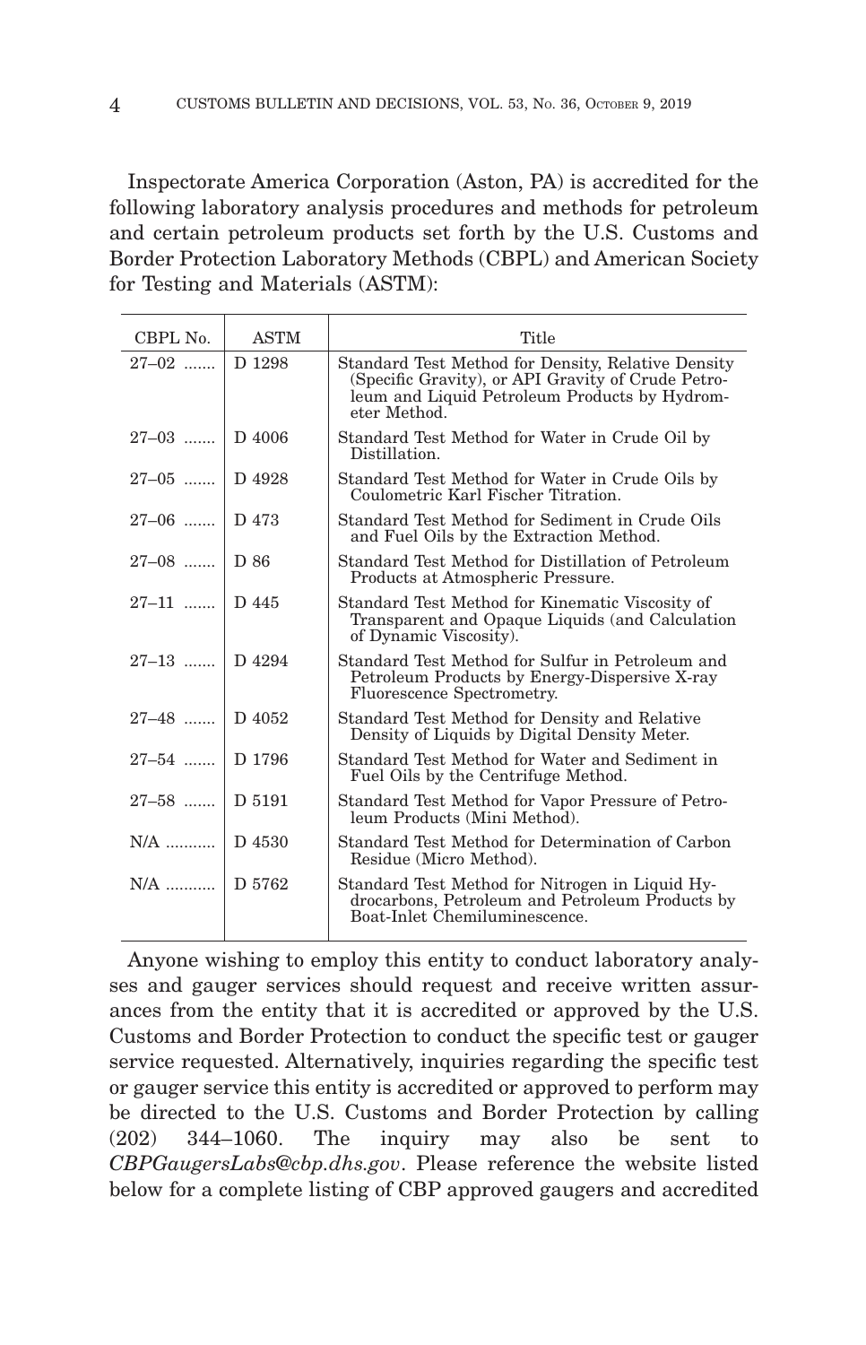Inspectorate America Corporation (Aston, PA) is accredited for the following laboratory analysis procedures and methods for petroleum and certain petroleum products set forth by the U.S. Customs and Border Protection Laboratory Methods (CBPL) and American Society for Testing and Materials (ASTM):

| CBPL No. | ASTM | Title |
|---|---|---|
| 27–02 ....... | D 1298 | Standard Test Method for Density, Relative Density (Specific Gravity), or API Gravity of Crude Petroleum and Liquid Petroleum Products by Hydrometer Method. |
| 27–03 ....... | D 4006 | Standard Test Method for Water in Crude Oil by Distillation. |
| 27–05 ....... | D 4928 | Standard Test Method for Water in Crude Oils by Coulometric Karl Fischer Titration. |
| 27–06 ....... | D 473 | Standard Test Method for Sediment in Crude Oils and Fuel Oils by the Extraction Method. |
| 27–08 ....... | D 86 | Standard Test Method for Distillation of Petroleum Products at Atmospheric Pressure. |
| 27–11 ....... | D 445 | Standard Test Method for Kinematic Viscosity of Transparent and Opaque Liquids (and Calculation of Dynamic Viscosity). |
| 27–13 ....... | D 4294 | Standard Test Method for Sulfur in Petroleum and Petroleum Products by Energy-Dispersive X-ray Fluorescence Spectrometry. |
| 27–48 ....... | D 4052 | Standard Test Method for Density and Relative Density of Liquids by Digital Density Meter. |
| 27–54 ....... | D 1796 | Standard Test Method for Water and Sediment in Fuel Oils by the Centrifuge Method. |
| 27–58 ....... | D 5191 | Standard Test Method for Vapor Pressure of Petroleum Products (Mini Method). |
| N/A ........... | D 4530 | Standard Test Method for Determination of Carbon Residue (Micro Method). |
| N/A ........... | D 5762 | Standard Test Method for Nitrogen in Liquid Hydrocarbons, Petroleum and Petroleum Products by Boat-Inlet Chemiluminescence. |

Anyone wishing to employ this entity to conduct laboratory analyses and gauger services should request and receive written assurances from the entity that it is accredited or approved by the U.S. Customs and Border Protection to conduct the specific test or gauger service requested. Alternatively, inquiries regarding the specific test or gauger service this entity is accredited or approved to perform may be directed to the U.S. Customs and Border Protection by calling (202) 344–1060. The inquiry may also be sent to *CBPGaugersLabs@cbp.dhs.gov*. Please reference the website listed below for a complete listing of CBP approved gaugers and accredited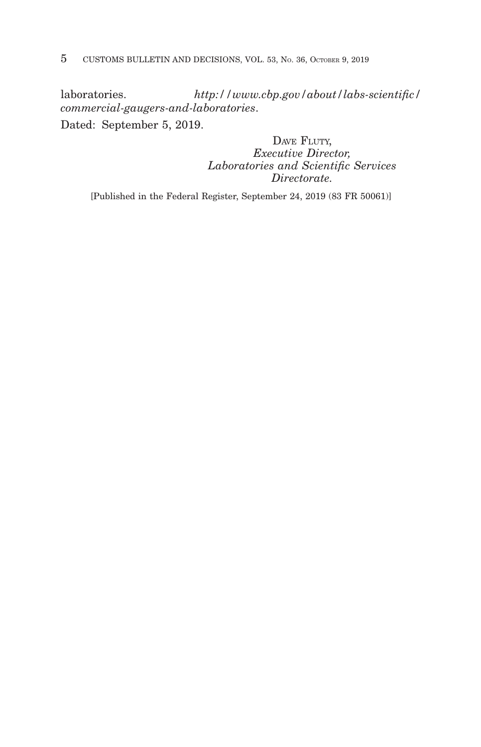laboratories. *http://www.cbp.gov/about/labs-scientific/commercial-gaugers-and-laboratories*.

Dated: September 5, 2019.

DAVE FLUTY,
*Executive Director,*
*Laboratories and Scientific Services Directorate.*

[Published in the Federal Register, September 24, 2019 (83 FR 50061)]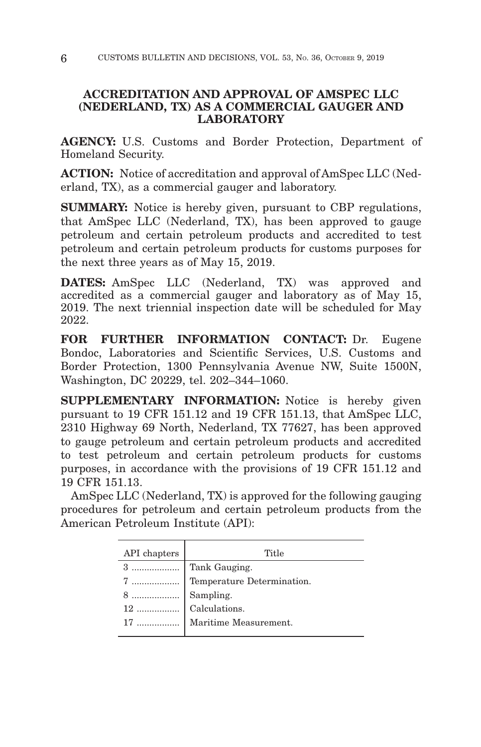## ACCREDITATION AND APPROVAL OF AMSPEC LLC (NEDERLAND, TX) AS A COMMERCIAL GAUGER AND LABORATORY

**AGENCY:** U.S. Customs and Border Protection, Department of Homeland Security.

**ACTION:** Notice of accreditation and approval of AmSpec LLC (Nederland, TX), as a commercial gauger and laboratory.

**SUMMARY:** Notice is hereby given, pursuant to CBP regulations, that AmSpec LLC (Nederland, TX), has been approved to gauge petroleum and certain petroleum products and accredited to test petroleum and certain petroleum products for customs purposes for the next three years as of May 15, 2019.

**DATES:** AmSpec LLC (Nederland, TX) was approved and accredited as a commercial gauger and laboratory as of May 15, 2019. The next triennial inspection date will be scheduled for May 2022.

**FOR FURTHER INFORMATION CONTACT:** Dr. Eugene Bondoc, Laboratories and Scientific Services, U.S. Customs and Border Protection, 1300 Pennsylvania Avenue NW, Suite 1500N, Washington, DC 20229, tel. 202–344–1060.

**SUPPLEMENTARY INFORMATION:** Notice is hereby given pursuant to 19 CFR 151.12 and 19 CFR 151.13, that AmSpec LLC, 2310 Highway 69 North, Nederland, TX 77627, has been approved to gauge petroleum and certain petroleum products and accredited to test petroleum and certain petroleum products for customs purposes, in accordance with the provisions of 19 CFR 151.12 and 19 CFR 151.13.

AmSpec LLC (Nederland, TX) is approved for the following gauging procedures for petroleum and certain petroleum products from the American Petroleum Institute (API):

| API chapters | Title |
|---|---|
| 3 | Tank Gauging. |
| 7 | Temperature Determination. |
| 8 | Sampling. |
| 12 | Calculations. |
| 17 | Maritime Measurement. |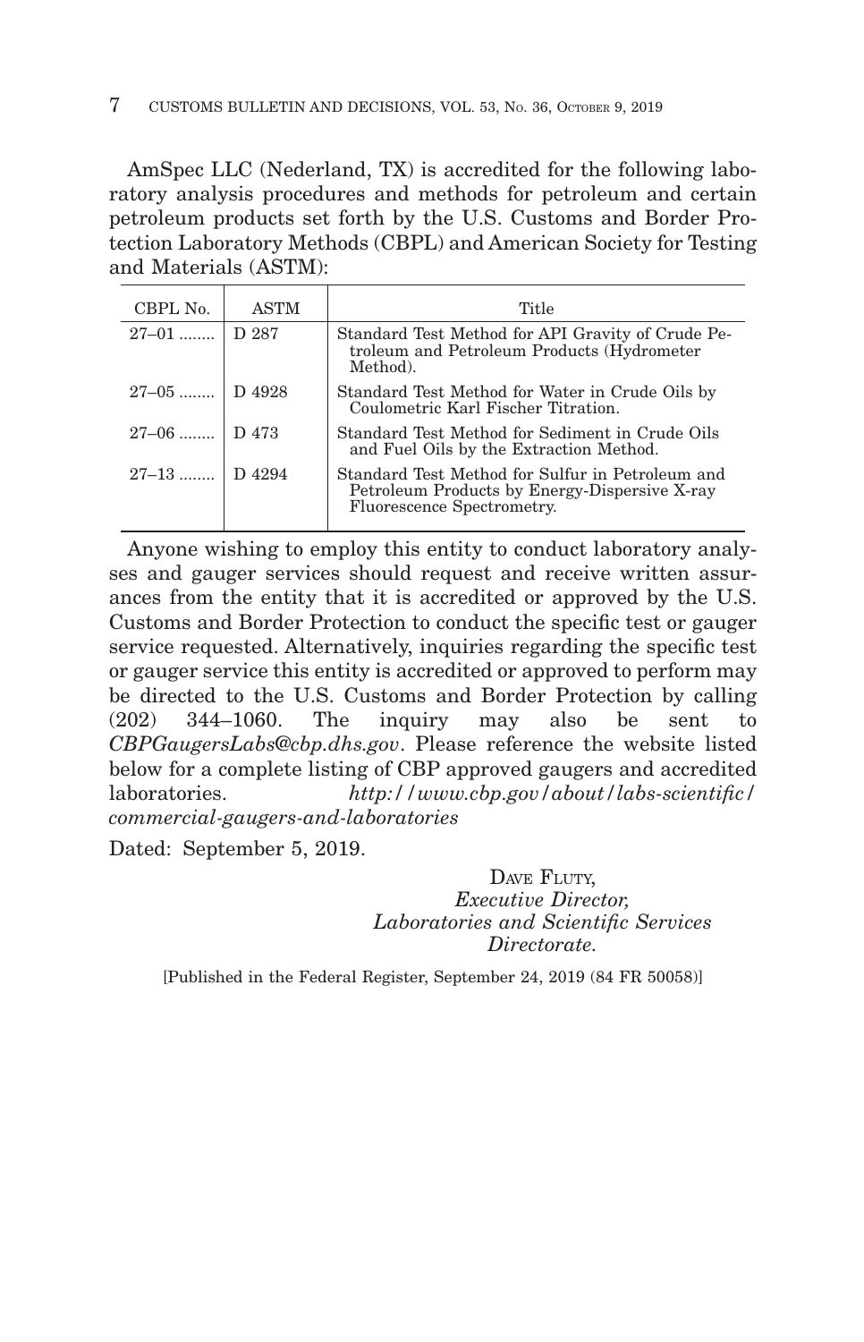AmSpec LLC (Nederland, TX) is accredited for the following laboratory analysis procedures and methods for petroleum and certain petroleum products set forth by the U.S. Customs and Border Protection Laboratory Methods (CBPL) and American Society for Testing and Materials (ASTM):

| CBPL No. | ASTM | Title |
|---|---|---|
| 27–01 | D 287 | Standard Test Method for API Gravity of Crude Petroleum and Petroleum Products (Hydrometer Method). |
| 27–05 | D 4928 | Standard Test Method for Water in Crude Oils by Coulometric Karl Fischer Titration. |
| 27–06 | D 473 | Standard Test Method for Sediment in Crude Oils and Fuel Oils by the Extraction Method. |
| 27–13 | D 4294 | Standard Test Method for Sulfur in Petroleum and Petroleum Products by Energy-Dispersive X-ray Fluorescence Spectrometry. |

Anyone wishing to employ this entity to conduct laboratory analyses and gauger services should request and receive written assurances from the entity that it is accredited or approved by the U.S. Customs and Border Protection to conduct the specific test or gauger service requested. Alternatively, inquiries regarding the specific test or gauger service this entity is accredited or approved to perform may be directed to the U.S. Customs and Border Protection by calling (202) 344–1060. The inquiry may also be sent to *CBPGaugersLabs@cbp.dhs.gov*. Please reference the website listed below for a complete listing of CBP approved gaugers and accredited laboratories. *http://www.cbp.gov/about/labs-scientific/commercial-gaugers-and-laboratories*

Dated: September 5, 2019.

DAVE FLUTY,
*Executive Director,*
*Laboratories and Scientific Services Directorate.*

[Published in the Federal Register, September 24, 2019 (84 FR 50058)]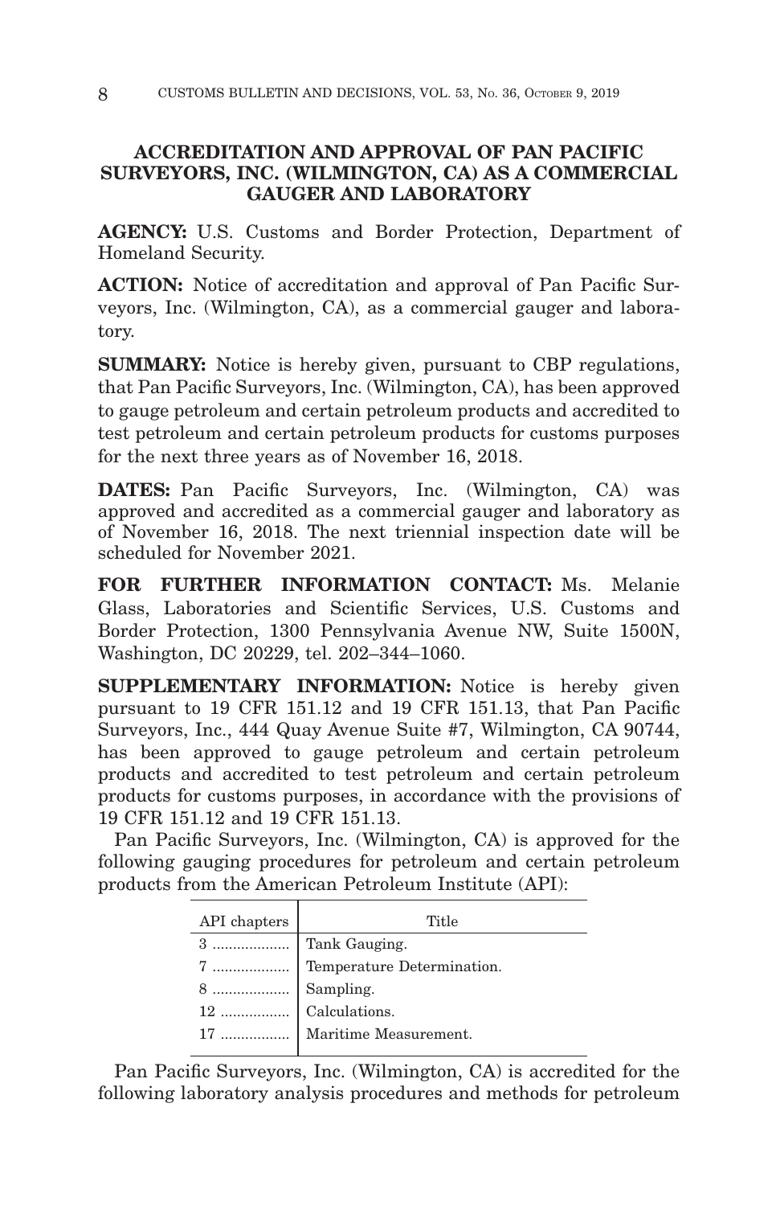## ACCREDITATION AND APPROVAL OF PAN PACIFIC SURVEYORS, INC. (WILMINGTON, CA) AS A COMMERCIAL GAUGER AND LABORATORY

**AGENCY:** U.S. Customs and Border Protection, Department of Homeland Security.

**ACTION:** Notice of accreditation and approval of Pan Pacific Surveyors, Inc. (Wilmington, CA), as a commercial gauger and laboratory.

**SUMMARY:** Notice is hereby given, pursuant to CBP regulations, that Pan Pacific Surveyors, Inc. (Wilmington, CA), has been approved to gauge petroleum and certain petroleum products and accredited to test petroleum and certain petroleum products for customs purposes for the next three years as of November 16, 2018.

**DATES:** Pan Pacific Surveyors, Inc. (Wilmington, CA) was approved and accredited as a commercial gauger and laboratory as of November 16, 2018. The next triennial inspection date will be scheduled for November 2021.

**FOR FURTHER INFORMATION CONTACT:** Ms. Melanie Glass, Laboratories and Scientific Services, U.S. Customs and Border Protection, 1300 Pennsylvania Avenue NW, Suite 1500N, Washington, DC 20229, tel. 202–344–1060.

**SUPPLEMENTARY INFORMATION:** Notice is hereby given pursuant to 19 CFR 151.12 and 19 CFR 151.13, that Pan Pacific Surveyors, Inc., 444 Quay Avenue Suite #7, Wilmington, CA 90744, has been approved to gauge petroleum and certain petroleum products and accredited to test petroleum and certain petroleum products for customs purposes, in accordance with the provisions of 19 CFR 151.12 and 19 CFR 151.13.

Pan Pacific Surveyors, Inc. (Wilmington, CA) is approved for the following gauging procedures for petroleum and certain petroleum products from the American Petroleum Institute (API):

| API chapters | Title |
|---|---|
| 3 | Tank Gauging. |
| 7 | Temperature Determination. |
| 8 | Sampling. |
| 12 | Calculations. |
| 17 | Maritime Measurement. |

Pan Pacific Surveyors, Inc. (Wilmington, CA) is accredited for the following laboratory analysis procedures and methods for petroleum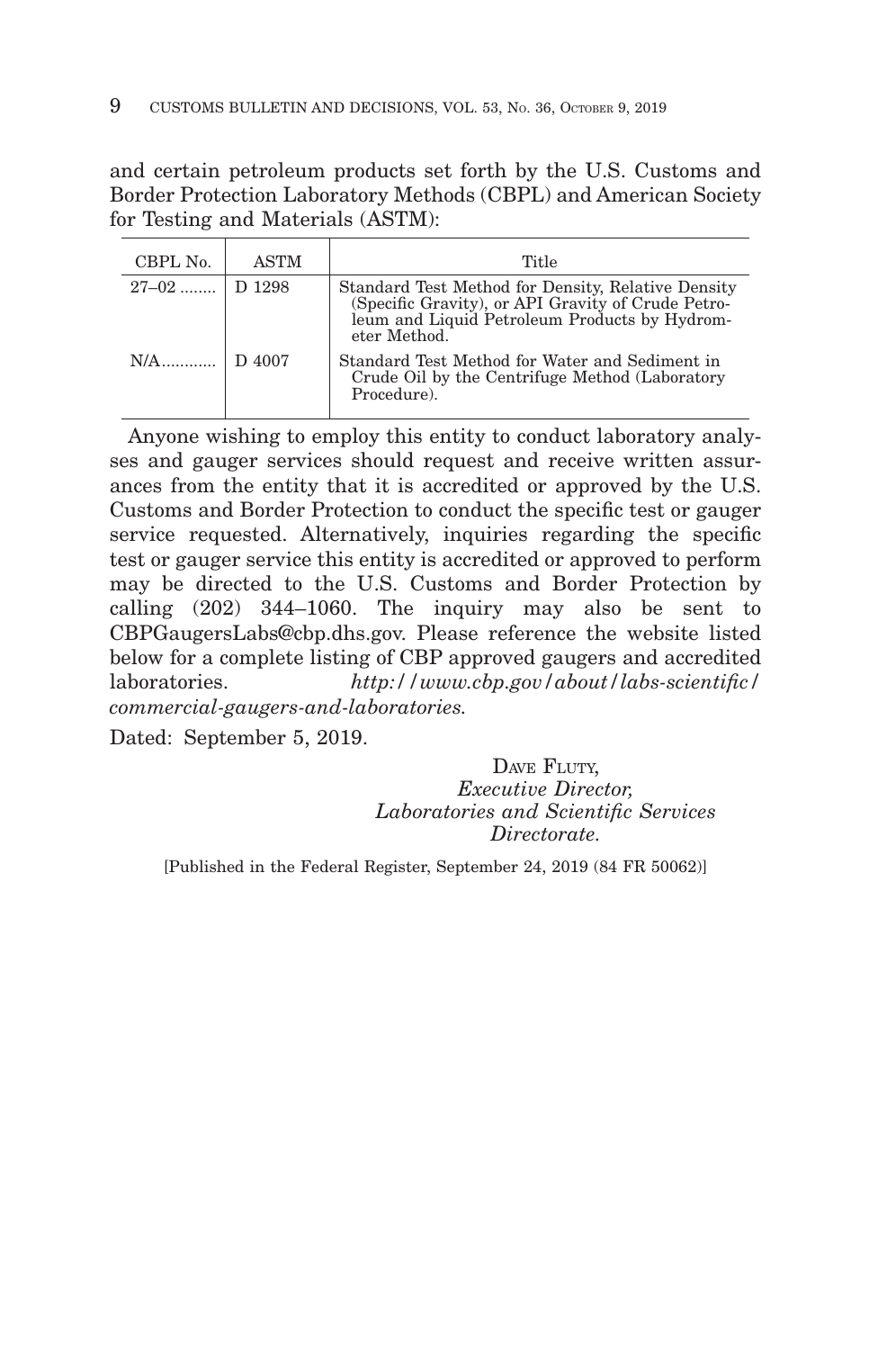and certain petroleum products set forth by the U.S. Customs and Border Protection Laboratory Methods (CBPL) and American Society for Testing and Materials (ASTM):

| CBPL No. | ASTM | Title |
|---|---|---|
| 27–02 ........ | D 1298 | Standard Test Method for Density, Relative Density (Specific Gravity), or API Gravity of Crude Petroleum and Liquid Petroleum Products by Hydrometer Method. |
| N/A............ | D 4007 | Standard Test Method for Water and Sediment in Crude Oil by the Centrifuge Method (Laboratory Procedure). |

Anyone wishing to employ this entity to conduct laboratory analyses and gauger services should request and receive written assurances from the entity that it is accredited or approved by the U.S. Customs and Border Protection to conduct the specific test or gauger service requested. Alternatively, inquiries regarding the specific test or gauger service this entity is accredited or approved to perform may be directed to the U.S. Customs and Border Protection by calling (202) 344–1060. The inquiry may also be sent to CBPGaugersLabs@cbp.dhs.gov. Please reference the website listed below for a complete listing of CBP approved gaugers and accredited laboratories. *http://www.cbp.gov/about/labs-scientific/commercial-gaugers-and-laboratories.*

Dated: September 5, 2019.

DAVE FLUTY,
*Executive Director,*
*Laboratories and Scientific Services Directorate.*

[Published in the Federal Register, September 24, 2019 (84 FR 50062)]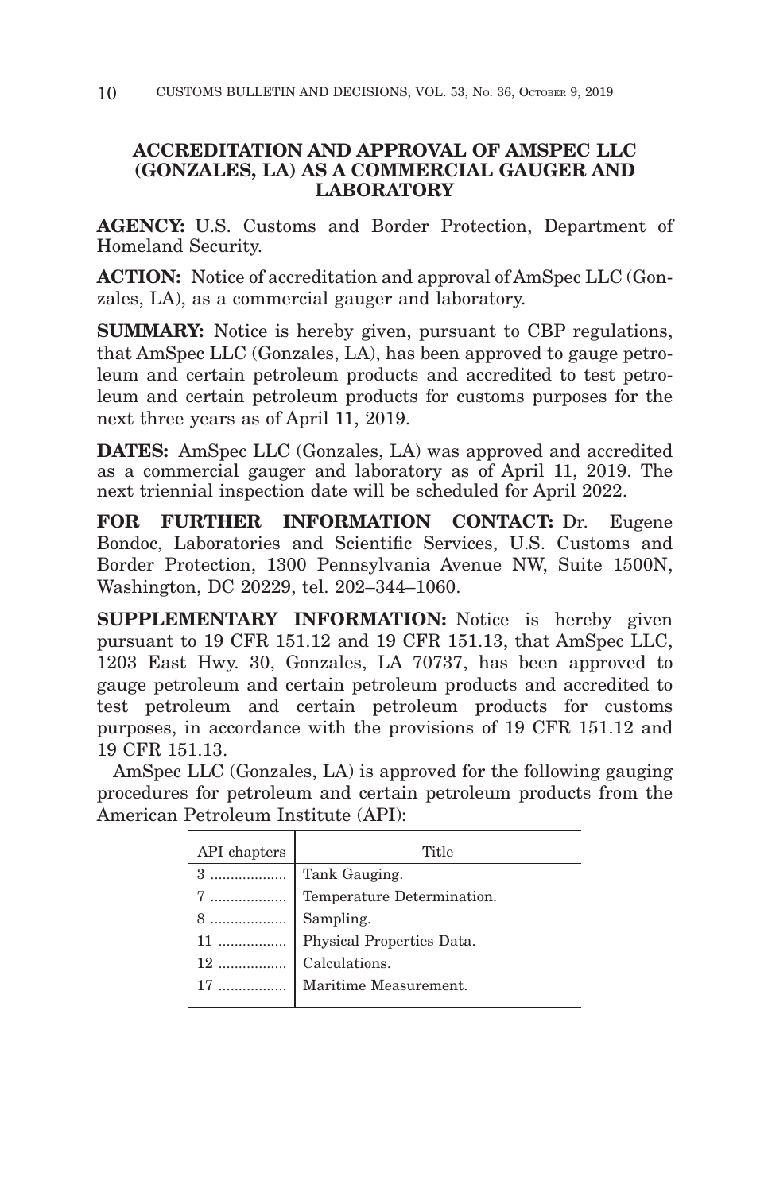## ACCREDITATION AND APPROVAL OF AMSPEC LLC (GONZALES, LA) AS A COMMERCIAL GAUGER AND LABORATORY

**AGENCY:** U.S. Customs and Border Protection, Department of Homeland Security.

**ACTION:** Notice of accreditation and approval of AmSpec LLC (Gonzales, LA), as a commercial gauger and laboratory.

**SUMMARY:** Notice is hereby given, pursuant to CBP regulations, that AmSpec LLC (Gonzales, LA), has been approved to gauge petroleum and certain petroleum products and accredited to test petroleum and certain petroleum products for customs purposes for the next three years as of April 11, 2019.

**DATES:** AmSpec LLC (Gonzales, LA) was approved and accredited as a commercial gauger and laboratory as of April 11, 2019. The next triennial inspection date will be scheduled for April 2022.

**FOR FURTHER INFORMATION CONTACT:** Dr. Eugene Bondoc, Laboratories and Scientific Services, U.S. Customs and Border Protection, 1300 Pennsylvania Avenue NW, Suite 1500N, Washington, DC 20229, tel. 202–344–1060.

**SUPPLEMENTARY INFORMATION:** Notice is hereby given pursuant to 19 CFR 151.12 and 19 CFR 151.13, that AmSpec LLC, 1203 East Hwy. 30, Gonzales, LA 70737, has been approved to gauge petroleum and certain petroleum products and accredited to test petroleum and certain petroleum products for customs purposes, in accordance with the provisions of 19 CFR 151.12 and 19 CFR 151.13.

AmSpec LLC (Gonzales, LA) is approved for the following gauging procedures for petroleum and certain petroleum products from the American Petroleum Institute (API):

| API chapters | Title |
|---|---|
| 3 | Tank Gauging. |
| 7 | Temperature Determination. |
| 8 | Sampling. |
| 11 | Physical Properties Data. |
| 12 | Calculations. |
| 17 | Maritime Measurement. |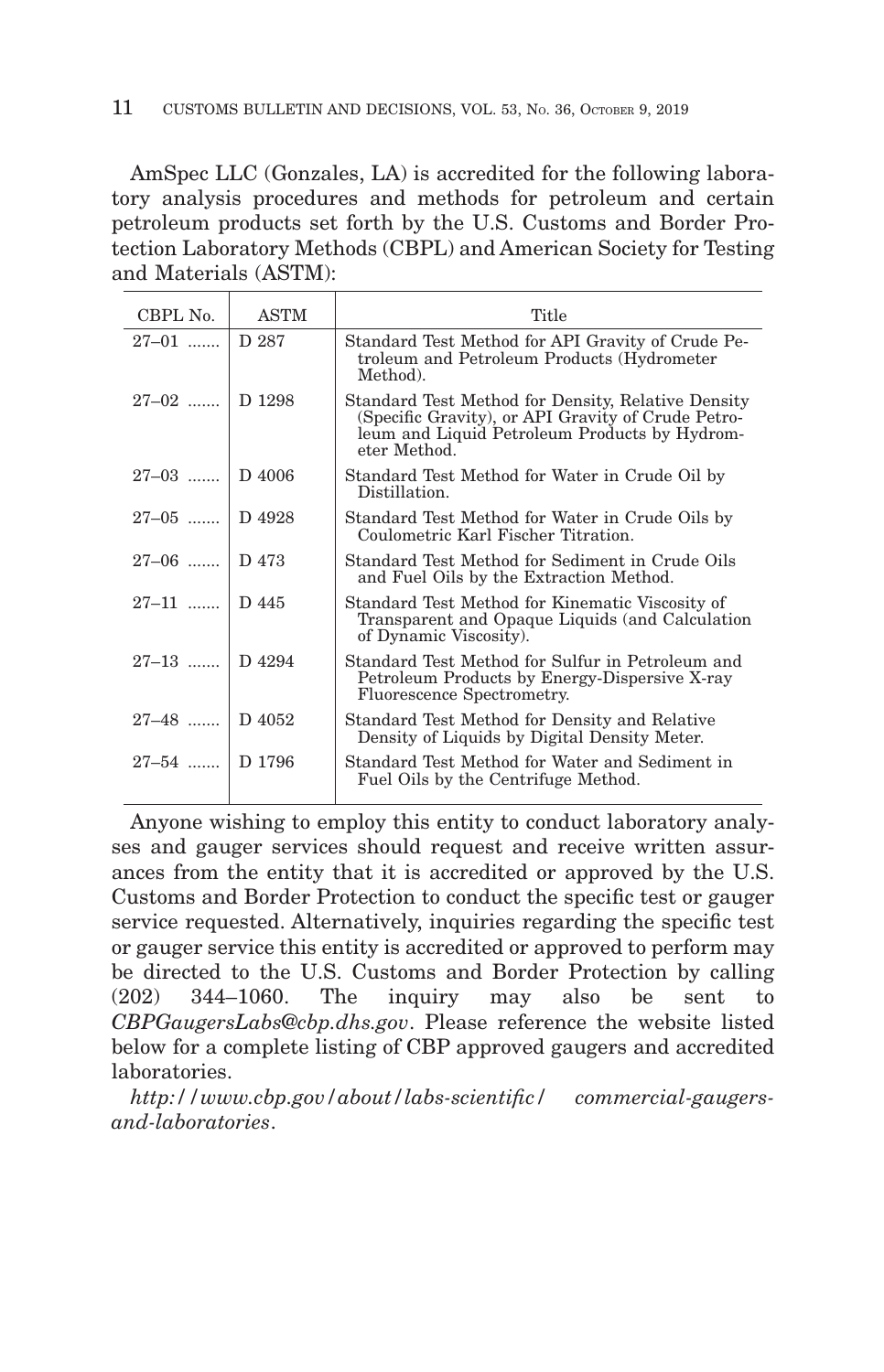AmSpec LLC (Gonzales, LA) is accredited for the following laboratory analysis procedures and methods for petroleum and certain petroleum products set forth by the U.S. Customs and Border Protection Laboratory Methods (CBPL) and American Society for Testing and Materials (ASTM):

| CBPL No. | ASTM | Title |
|---|---|---|
| 27–01 ....... | D 287 | Standard Test Method for API Gravity of Crude Petroleum and Petroleum Products (Hydrometer Method). |
| 27–02 ....... | D 1298 | Standard Test Method for Density, Relative Density (Specific Gravity), or API Gravity of Crude Petroleum and Liquid Petroleum Products by Hydrometer Method. |
| 27–03 ....... | D 4006 | Standard Test Method for Water in Crude Oil by Distillation. |
| 27–05 ....... | D 4928 | Standard Test Method for Water in Crude Oils by Coulometric Karl Fischer Titration. |
| 27–06 ....... | D 473 | Standard Test Method for Sediment in Crude Oils and Fuel Oils by the Extraction Method. |
| 27–11 ....... | D 445 | Standard Test Method for Kinematic Viscosity of Transparent and Opaque Liquids (and Calculation of Dynamic Viscosity). |
| 27–13 ....... | D 4294 | Standard Test Method for Sulfur in Petroleum and Petroleum Products by Energy-Dispersive X-ray Fluorescence Spectrometry. |
| 27–48 ....... | D 4052 | Standard Test Method for Density and Relative Density of Liquids by Digital Density Meter. |
| 27–54 ....... | D 1796 | Standard Test Method for Water and Sediment in Fuel Oils by the Centrifuge Method. |

Anyone wishing to employ this entity to conduct laboratory analyses and gauger services should request and receive written assurances from the entity that it is accredited or approved by the U.S. Customs and Border Protection to conduct the specific test or gauger service requested. Alternatively, inquiries regarding the specific test or gauger service this entity is accredited or approved to perform may be directed to the U.S. Customs and Border Protection by calling (202) 344–1060. The inquiry may also be sent to *CBPGaugersLabs@cbp.dhs.gov*. Please reference the website listed below for a complete listing of CBP approved gaugers and accredited laboratories.

*http://www.cbp.gov/about/labs-scientific/ commercial-gaugers-and-laboratories*.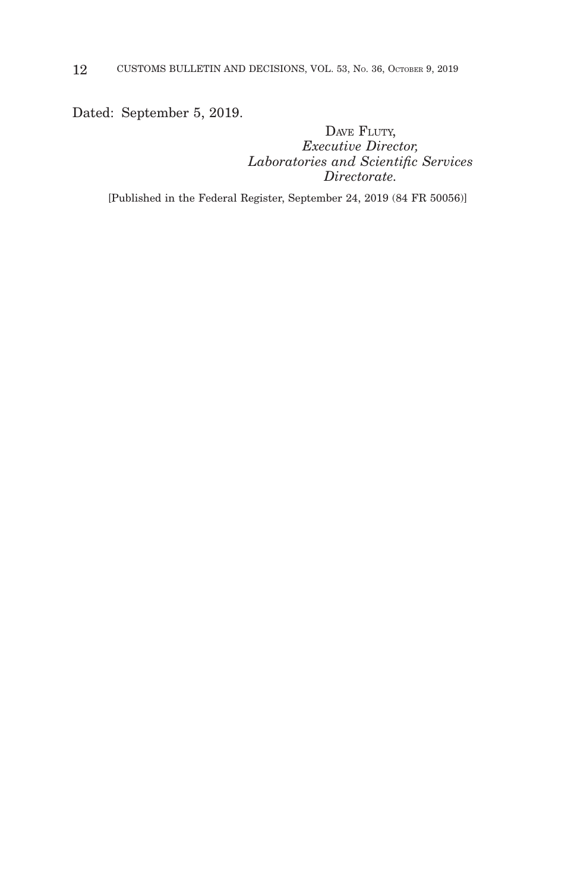Dated: September 5, 2019.

DAVE FLUTY,
*Executive Director,*
*Laboratories and Scientific Services Directorate.*

[Published in the Federal Register, September 24, 2019 (84 FR 50056)]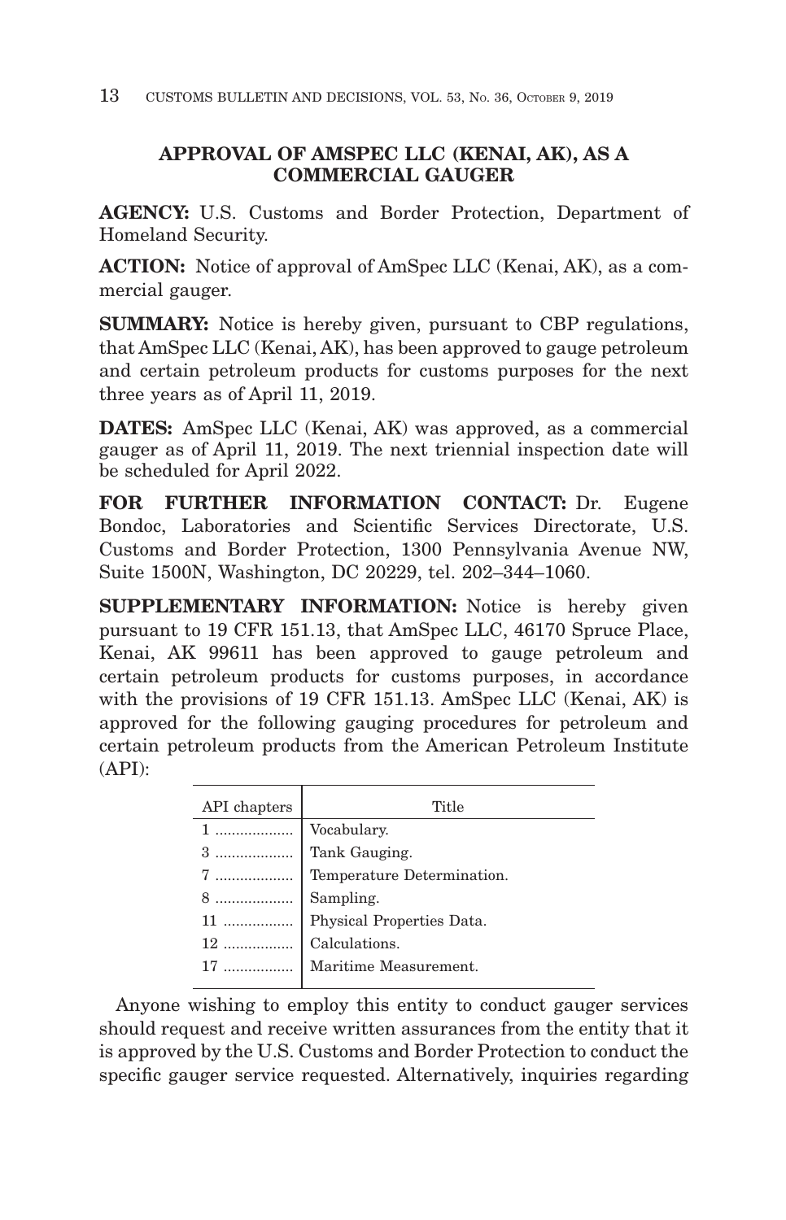## APPROVAL OF AMSPEC LLC (KENAI, AK), AS A COMMERCIAL GAUGER

**AGENCY:** U.S. Customs and Border Protection, Department of Homeland Security.

**ACTION:** Notice of approval of AmSpec LLC (Kenai, AK), as a commercial gauger.

**SUMMARY:** Notice is hereby given, pursuant to CBP regulations, that AmSpec LLC (Kenai, AK), has been approved to gauge petroleum and certain petroleum products for customs purposes for the next three years as of April 11, 2019.

**DATES:** AmSpec LLC (Kenai, AK) was approved, as a commercial gauger as of April 11, 2019. The next triennial inspection date will be scheduled for April 2022.

**FOR FURTHER INFORMATION CONTACT:** Dr. Eugene Bondoc, Laboratories and Scientific Services Directorate, U.S. Customs and Border Protection, 1300 Pennsylvania Avenue NW, Suite 1500N, Washington, DC 20229, tel. 202–344–1060.

**SUPPLEMENTARY INFORMATION:** Notice is hereby given pursuant to 19 CFR 151.13, that AmSpec LLC, 46170 Spruce Place, Kenai, AK 99611 has been approved to gauge petroleum and certain petroleum products for customs purposes, in accordance with the provisions of 19 CFR 151.13. AmSpec LLC (Kenai, AK) is approved for the following gauging procedures for petroleum and certain petroleum products from the American Petroleum Institute (API):

| API chapters | Title |
|---|---|
| 1 | Vocabulary. |
| 3 | Tank Gauging. |
| 7 | Temperature Determination. |
| 8 | Sampling. |
| 11 | Physical Properties Data. |
| 12 | Calculations. |
| 17 | Maritime Measurement. |

Anyone wishing to employ this entity to conduct gauger services should request and receive written assurances from the entity that it is approved by the U.S. Customs and Border Protection to conduct the specific gauger service requested. Alternatively, inquiries regarding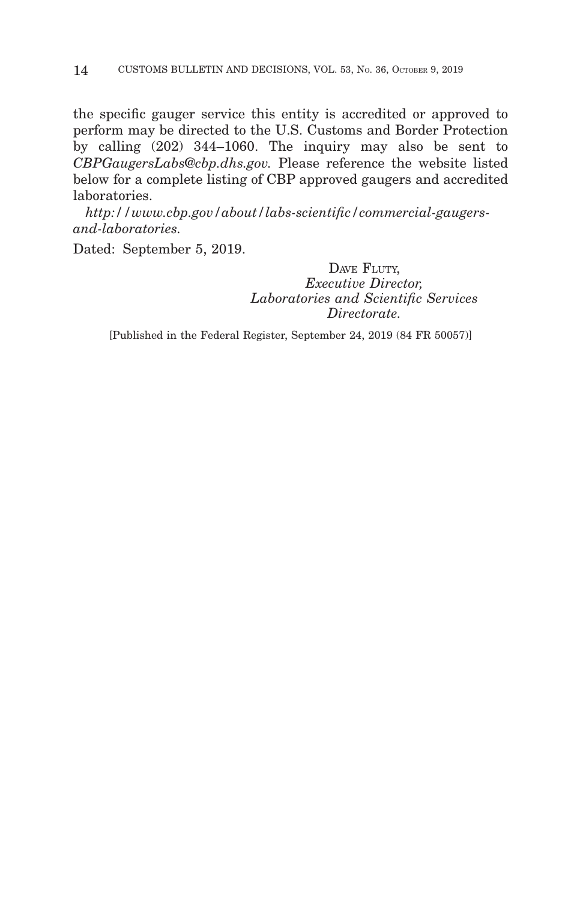the specific gauger service this entity is accredited or approved to perform may be directed to the U.S. Customs and Border Protection by calling (202) 344–1060. The inquiry may also be sent to *CBPGaugersLabs@cbp.dhs.gov.* Please reference the website listed below for a complete listing of CBP approved gaugers and accredited laboratories.

*http://www.cbp.gov/about/labs-scientific/commercial-gaugers-and-laboratories.*

Dated: September 5, 2019.

DAVE FLUTY,
*Executive Director,*
*Laboratories and Scientific Services*
*Directorate.*

[Published in the Federal Register, September 24, 2019 (84 FR 50057)]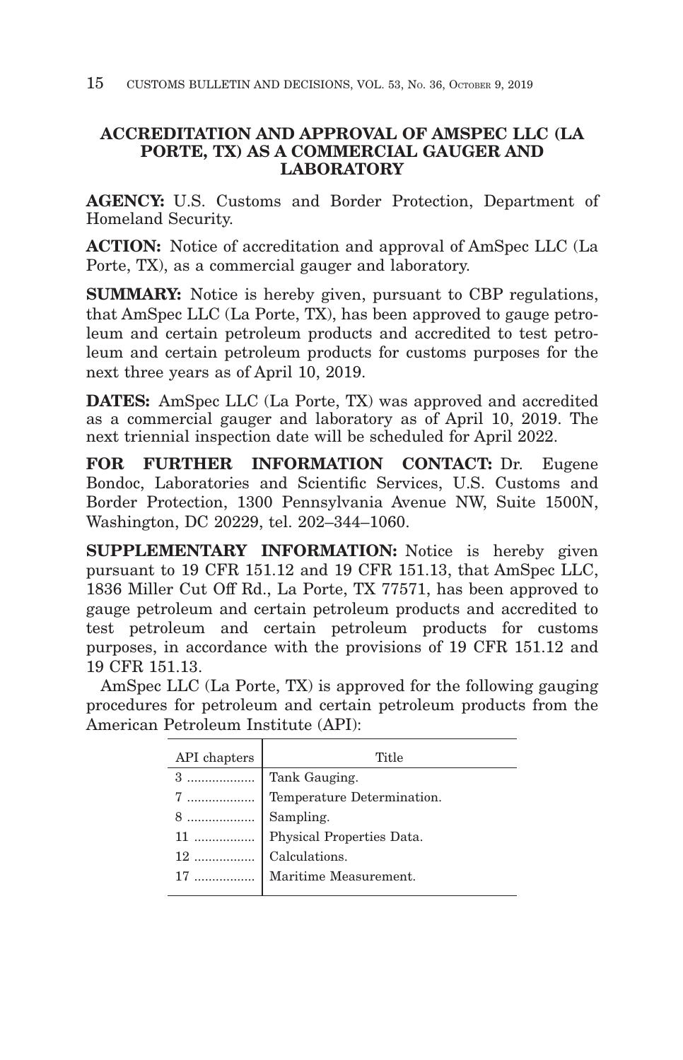## ACCREDITATION AND APPROVAL OF AMSPEC LLC (LA PORTE, TX) AS A COMMERCIAL GAUGER AND LABORATORY

**AGENCY:** U.S. Customs and Border Protection, Department of Homeland Security.

**ACTION:** Notice of accreditation and approval of AmSpec LLC (La Porte, TX), as a commercial gauger and laboratory.

**SUMMARY:** Notice is hereby given, pursuant to CBP regulations, that AmSpec LLC (La Porte, TX), has been approved to gauge petroleum and certain petroleum products and accredited to test petroleum and certain petroleum products for customs purposes for the next three years as of April 10, 2019.

**DATES:** AmSpec LLC (La Porte, TX) was approved and accredited as a commercial gauger and laboratory as of April 10, 2019. The next triennial inspection date will be scheduled for April 2022.

**FOR FURTHER INFORMATION CONTACT:** Dr. Eugene Bondoc, Laboratories and Scientific Services, U.S. Customs and Border Protection, 1300 Pennsylvania Avenue NW, Suite 1500N, Washington, DC 20229, tel. 202–344–1060.

**SUPPLEMENTARY INFORMATION:** Notice is hereby given pursuant to 19 CFR 151.12 and 19 CFR 151.13, that AmSpec LLC, 1836 Miller Cut Off Rd., La Porte, TX 77571, has been approved to gauge petroleum and certain petroleum products and accredited to test petroleum and certain petroleum products for customs purposes, in accordance with the provisions of 19 CFR 151.12 and 19 CFR 151.13.

AmSpec LLC (La Porte, TX) is approved for the following gauging procedures for petroleum and certain petroleum products from the American Petroleum Institute (API):

| API chapters | Title |
|---|---|
| 3 | Tank Gauging. |
| 7 | Temperature Determination. |
| 8 | Sampling. |
| 11 | Physical Properties Data. |
| 12 | Calculations. |
| 17 | Maritime Measurement. |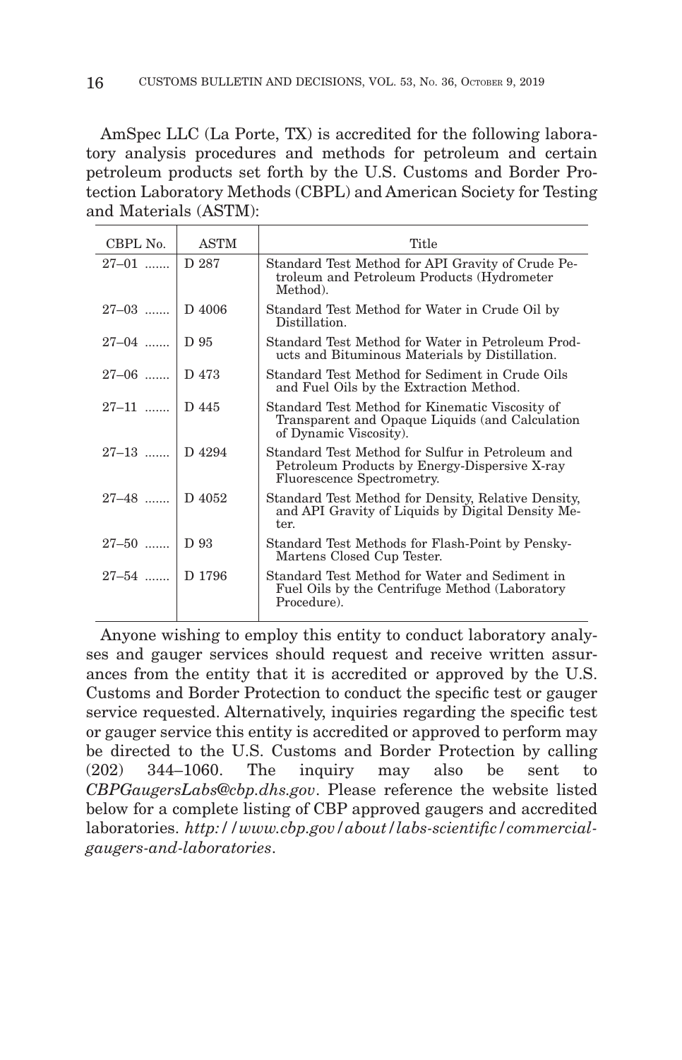AmSpec LLC (La Porte, TX) is accredited for the following laboratory analysis procedures and methods for petroleum and certain petroleum products set forth by the U.S. Customs and Border Protection Laboratory Methods (CBPL) and American Society for Testing and Materials (ASTM):

| CBPL No. | ASTM | Title |
|---|---|---|
| 27–01 ....... | D 287 | Standard Test Method for API Gravity of Crude Petroleum and Petroleum Products (Hydrometer Method). |
| 27–03 ....... | D 4006 | Standard Test Method for Water in Crude Oil by Distillation. |
| 27–04 ....... | D 95 | Standard Test Method for Water in Petroleum Products and Bituminous Materials by Distillation. |
| 27–06 ....... | D 473 | Standard Test Method for Sediment in Crude Oils and Fuel Oils by the Extraction Method. |
| 27–11 ....... | D 445 | Standard Test Method for Kinematic Viscosity of Transparent and Opaque Liquids (and Calculation of Dynamic Viscosity). |
| 27–13 ....... | D 4294 | Standard Test Method for Sulfur in Petroleum and Petroleum Products by Energy-Dispersive X-ray Fluorescence Spectrometry. |
| 27–48 ....... | D 4052 | Standard Test Method for Density, Relative Density, and API Gravity of Liquids by Digital Density Meter. |
| 27–50 ....... | D 93 | Standard Test Methods for Flash-Point by Pensky-Martens Closed Cup Tester. |
| 27–54 ....... | D 1796 | Standard Test Method for Water and Sediment in Fuel Oils by the Centrifuge Method (Laboratory Procedure). |

Anyone wishing to employ this entity to conduct laboratory analyses and gauger services should request and receive written assurances from the entity that it is accredited or approved by the U.S. Customs and Border Protection to conduct the specific test or gauger service requested. Alternatively, inquiries regarding the specific test or gauger service this entity is accredited or approved to perform may be directed to the U.S. Customs and Border Protection by calling (202) 344–1060. The inquiry may also be sent to *CBPGaugersLabs@cbp.dhs.gov*. Please reference the website listed below for a complete listing of CBP approved gaugers and accredited laboratories. *http://www.cbp.gov/about/labs-scientific/commercial-gaugers-and-laboratories*.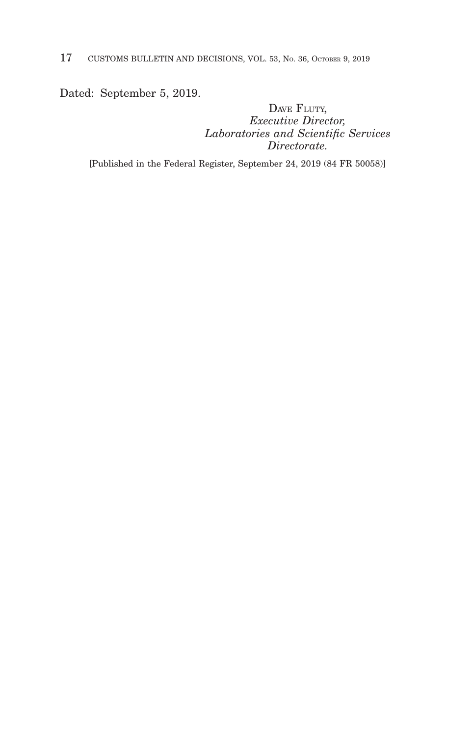Dated: September 5, 2019.

DAVE FLUTY,
*Executive Director,*
*Laboratories and Scientific Services*
*Directorate.*

[Published in the Federal Register, September 24, 2019 (84 FR 50058)]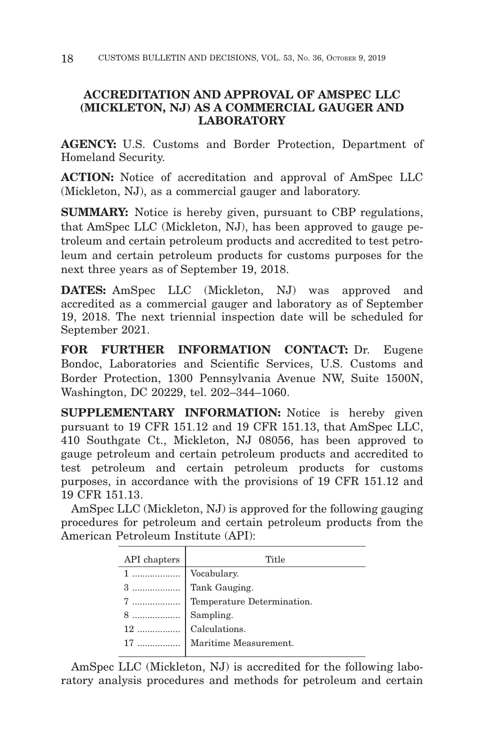## ACCREDITATION AND APPROVAL OF AMSPEC LLC (MICKLETON, NJ) AS A COMMERCIAL GAUGER AND LABORATORY

**AGENCY:** U.S. Customs and Border Protection, Department of Homeland Security.

**ACTION:** Notice of accreditation and approval of AmSpec LLC (Mickleton, NJ), as a commercial gauger and laboratory.

**SUMMARY:** Notice is hereby given, pursuant to CBP regulations, that AmSpec LLC (Mickleton, NJ), has been approved to gauge petroleum and certain petroleum products and accredited to test petroleum and certain petroleum products for customs purposes for the next three years as of September 19, 2018.

**DATES:** AmSpec LLC (Mickleton, NJ) was approved and accredited as a commercial gauger and laboratory as of September 19, 2018. The next triennial inspection date will be scheduled for September 2021.

**FOR FURTHER INFORMATION CONTACT:** Dr. Eugene Bondoc, Laboratories and Scientific Services, U.S. Customs and Border Protection, 1300 Pennsylvania Avenue NW, Suite 1500N, Washington, DC 20229, tel. 202–344–1060.

**SUPPLEMENTARY INFORMATION:** Notice is hereby given pursuant to 19 CFR 151.12 and 19 CFR 151.13, that AmSpec LLC, 410 Southgate Ct., Mickleton, NJ 08056, has been approved to gauge petroleum and certain petroleum products and accredited to test petroleum and certain petroleum products for customs purposes, in accordance with the provisions of 19 CFR 151.12 and 19 CFR 151.13.

AmSpec LLC (Mickleton, NJ) is approved for the following gauging procedures for petroleum and certain petroleum products from the American Petroleum Institute (API):

| API chapters | Title |
|---|---|
| 1 | Vocabulary. |
| 3 | Tank Gauging. |
| 7 | Temperature Determination. |
| 8 | Sampling. |
| 12 | Calculations. |
| 17 | Maritime Measurement. |

AmSpec LLC (Mickleton, NJ) is accredited for the following laboratory analysis procedures and methods for petroleum and certain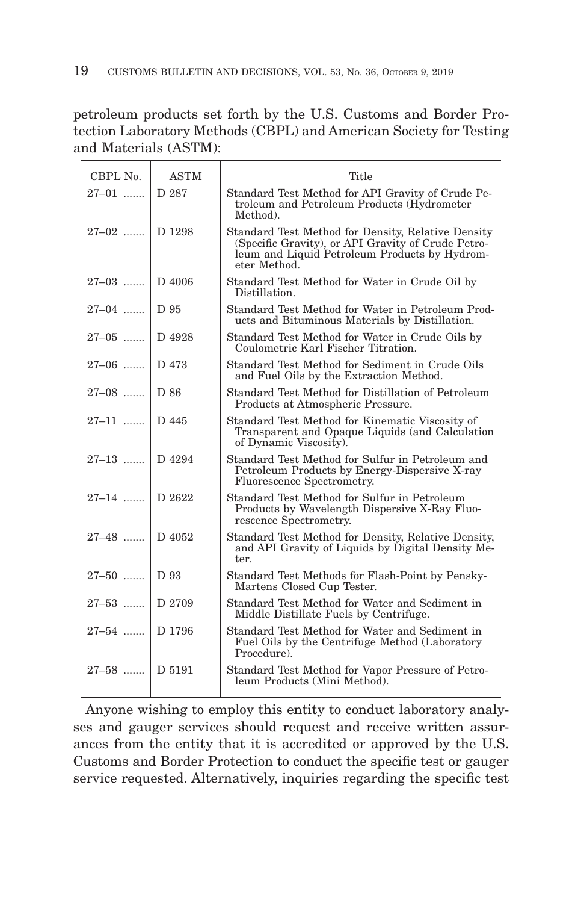petroleum products set forth by the U.S. Customs and Border Protection Laboratory Methods (CBPL) and American Society for Testing and Materials (ASTM):

| CBPL No. | ASTM | Title |
|---|---|---|
| 27–01 | D 287 | Standard Test Method for API Gravity of Crude Petroleum and Petroleum Products (Hydrometer Method). |
| 27–02 | D 1298 | Standard Test Method for Density, Relative Density (Specific Gravity), or API Gravity of Crude Petroleum and Liquid Petroleum Products by Hydrometer Method. |
| 27–03 | D 4006 | Standard Test Method for Water in Crude Oil by Distillation. |
| 27–04 | D 95 | Standard Test Method for Water in Petroleum Products and Bituminous Materials by Distillation. |
| 27–05 | D 4928 | Standard Test Method for Water in Crude Oils by Coulometric Karl Fischer Titration. |
| 27–06 | D 473 | Standard Test Method for Sediment in Crude Oils and Fuel Oils by the Extraction Method. |
| 27–08 | D 86 | Standard Test Method for Distillation of Petroleum Products at Atmospheric Pressure. |
| 27–11 | D 445 | Standard Test Method for Kinematic Viscosity of Transparent and Opaque Liquids (and Calculation of Dynamic Viscosity). |
| 27–13 | D 4294 | Standard Test Method for Sulfur in Petroleum and Petroleum Products by Energy-Dispersive X-ray Fluorescence Spectrometry. |
| 27–14 | D 2622 | Standard Test Method for Sulfur in Petroleum Products by Wavelength Dispersive X-Ray Fluorescence Spectrometry. |
| 27–48 | D 4052 | Standard Test Method for Density, Relative Density, and API Gravity of Liquids by Digital Density Meter. |
| 27–50 | D 93 | Standard Test Methods for Flash-Point by Pensky-Martens Closed Cup Tester. |
| 27–53 | D 2709 | Standard Test Method for Water and Sediment in Middle Distillate Fuels by Centrifuge. |
| 27–54 | D 1796 | Standard Test Method for Water and Sediment in Fuel Oils by the Centrifuge Method (Laboratory Procedure). |
| 27–58 | D 5191 | Standard Test Method for Vapor Pressure of Petroleum Products (Mini Method). |

Anyone wishing to employ this entity to conduct laboratory analyses and gauger services should request and receive written assurances from the entity that it is accredited or approved by the U.S. Customs and Border Protection to conduct the specific test or gauger service requested. Alternatively, inquiries regarding the specific test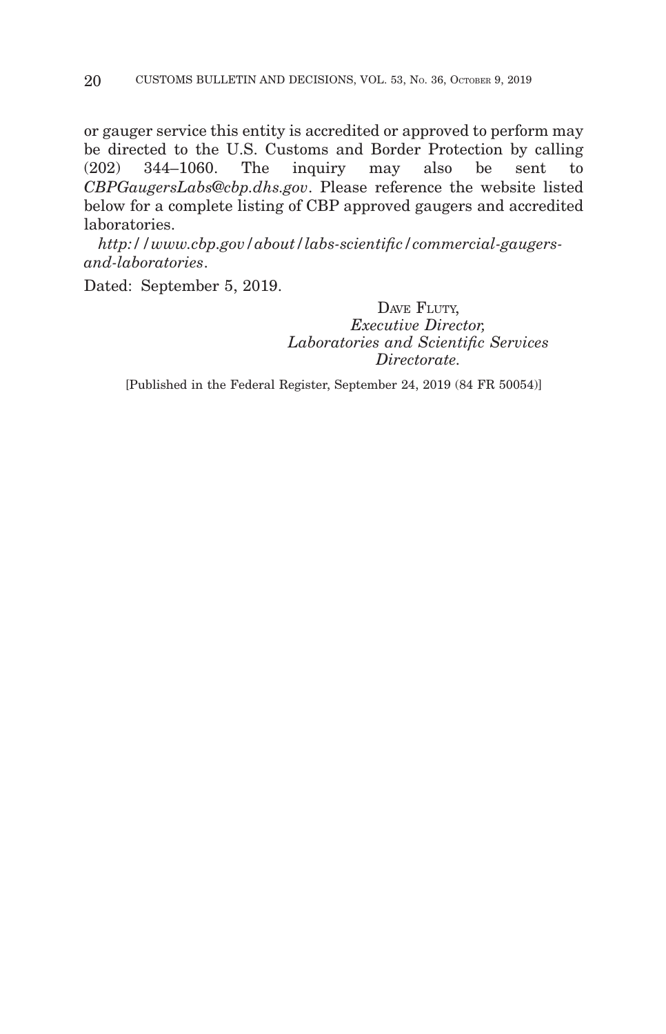or gauger service this entity is accredited or approved to perform may be directed to the U.S. Customs and Border Protection by calling (202) 344–1060. The inquiry may also be sent to *CBPGaugersLabs@cbp.dhs.gov*. Please reference the website listed below for a complete listing of CBP approved gaugers and accredited laboratories.

*http://www.cbp.gov/about/labs-scientific/commercial-gaugers-and-laboratories*.

Dated: September 5, 2019.

DAVE FLUTY,
*Executive Director,*
*Laboratories and Scientific Services Directorate.*

[Published in the Federal Register, September 24, 2019 (84 FR 50054)]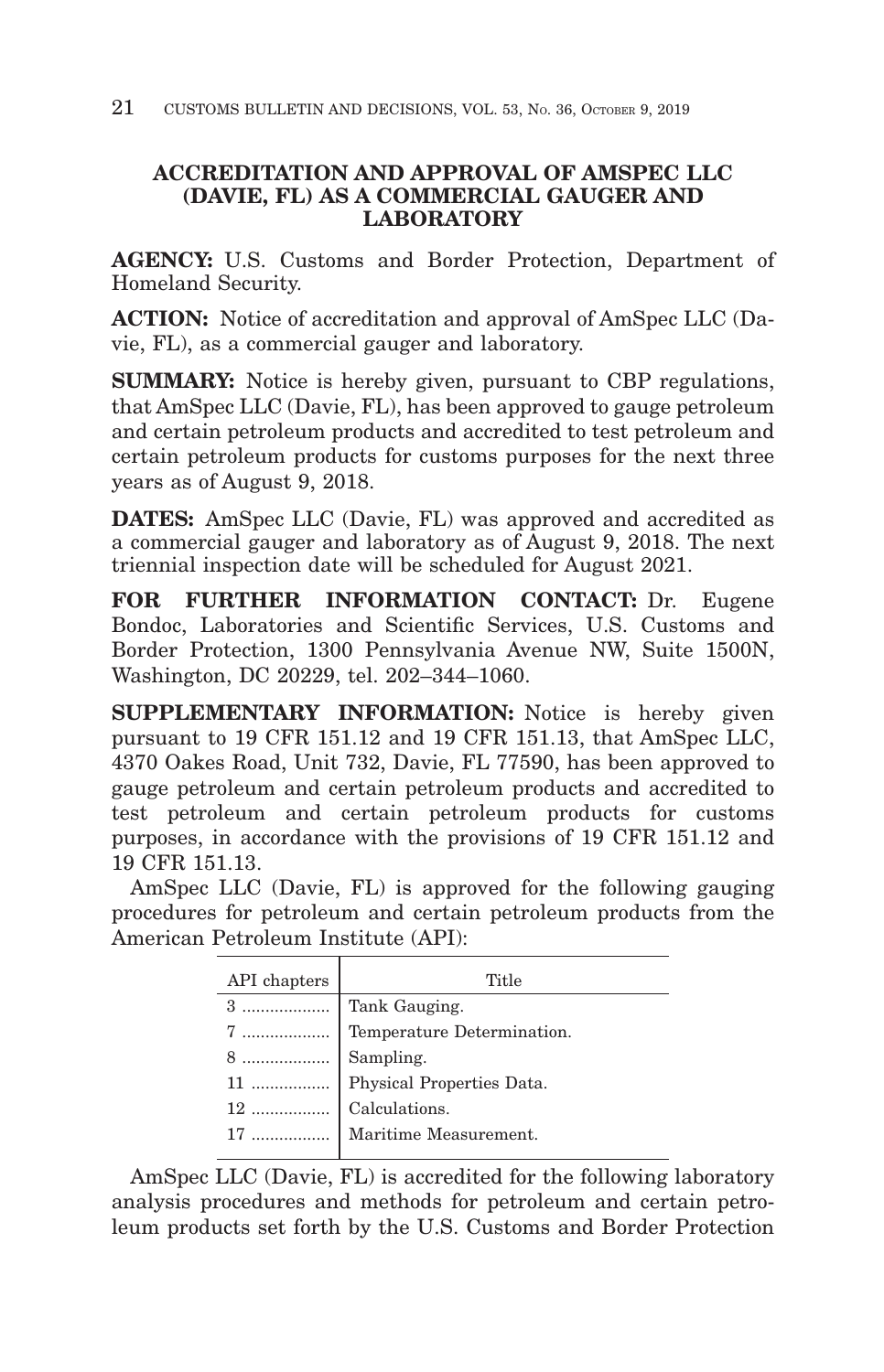## ACCREDITATION AND APPROVAL OF AMSPEC LLC (DAVIE, FL) AS A COMMERCIAL GAUGER AND LABORATORY

**AGENCY:** U.S. Customs and Border Protection, Department of Homeland Security.

**ACTION:** Notice of accreditation and approval of AmSpec LLC (Davie, FL), as a commercial gauger and laboratory.

**SUMMARY:** Notice is hereby given, pursuant to CBP regulations, that AmSpec LLC (Davie, FL), has been approved to gauge petroleum and certain petroleum products and accredited to test petroleum and certain petroleum products for customs purposes for the next three years as of August 9, 2018.

**DATES:** AmSpec LLC (Davie, FL) was approved and accredited as a commercial gauger and laboratory as of August 9, 2018. The next triennial inspection date will be scheduled for August 2021.

**FOR FURTHER INFORMATION CONTACT:** Dr. Eugene Bondoc, Laboratories and Scientific Services, U.S. Customs and Border Protection, 1300 Pennsylvania Avenue NW, Suite 1500N, Washington, DC 20229, tel. 202–344–1060.

**SUPPLEMENTARY INFORMATION:** Notice is hereby given pursuant to 19 CFR 151.12 and 19 CFR 151.13, that AmSpec LLC, 4370 Oakes Road, Unit 732, Davie, FL 77590, has been approved to gauge petroleum and certain petroleum products and accredited to test petroleum and certain petroleum products for customs purposes, in accordance with the provisions of 19 CFR 151.12 and 19 CFR 151.13.

AmSpec LLC (Davie, FL) is approved for the following gauging procedures for petroleum and certain petroleum products from the American Petroleum Institute (API):

| API chapters | Title |
|---|---|
| 3 | Tank Gauging. |
| 7 | Temperature Determination. |
| 8 | Sampling. |
| 11 | Physical Properties Data. |
| 12 | Calculations. |
| 17 | Maritime Measurement. |

AmSpec LLC (Davie, FL) is accredited for the following laboratory analysis procedures and methods for petroleum and certain petroleum products set forth by the U.S. Customs and Border Protection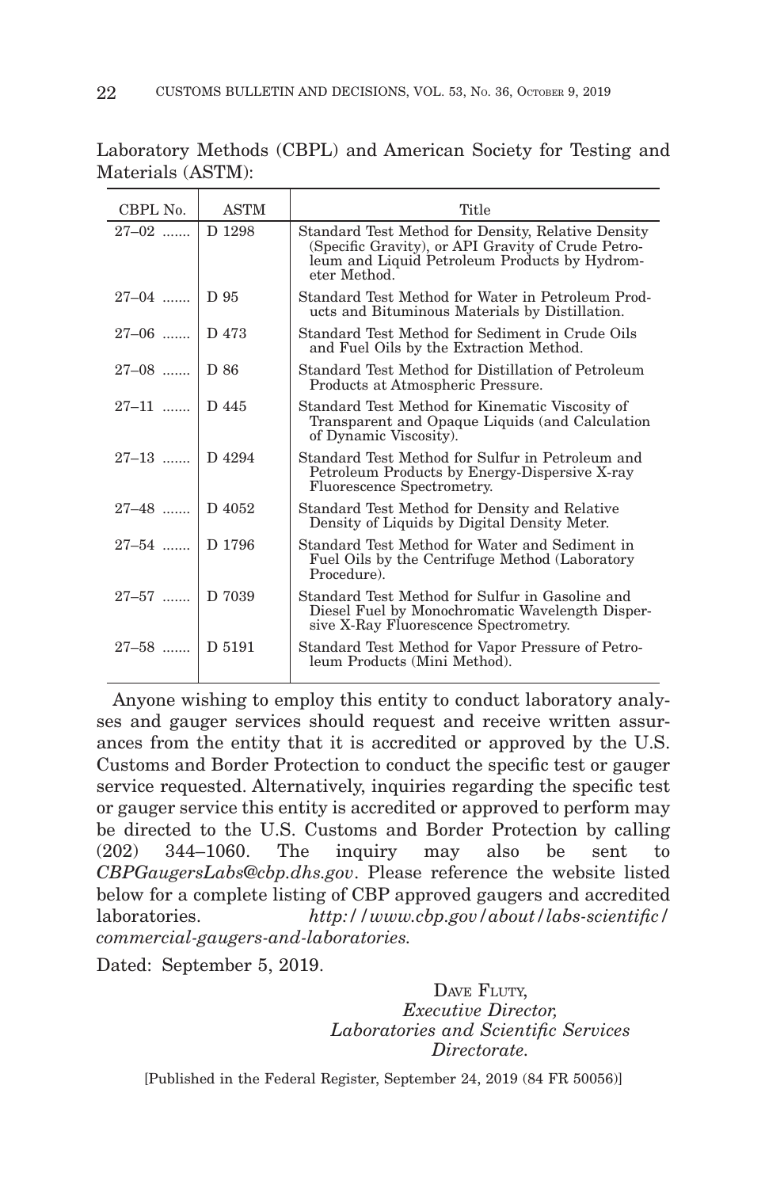Laboratory Methods (CBPL) and American Society for Testing and Materials (ASTM):

| CBPL No. | ASTM | Title |
|---|---|---|
| 27–02 | D 1298 | Standard Test Method for Density, Relative Density (Specific Gravity), or API Gravity of Crude Petroleum and Liquid Petroleum Products by Hydrometer Method. |
| 27–04 | D 95 | Standard Test Method for Water in Petroleum Products and Bituminous Materials by Distillation. |
| 27–06 | D 473 | Standard Test Method for Sediment in Crude Oils and Fuel Oils by the Extraction Method. |
| 27–08 | D 86 | Standard Test Method for Distillation of Petroleum Products at Atmospheric Pressure. |
| 27–11 | D 445 | Standard Test Method for Kinematic Viscosity of Transparent and Opaque Liquids (and Calculation of Dynamic Viscosity). |
| 27–13 | D 4294 | Standard Test Method for Sulfur in Petroleum and Petroleum Products by Energy-Dispersive X-ray Fluorescence Spectrometry. |
| 27–48 | D 4052 | Standard Test Method for Density and Relative Density of Liquids by Digital Density Meter. |
| 27–54 | D 1796 | Standard Test Method for Water and Sediment in Fuel Oils by the Centrifuge Method (Laboratory Procedure). |
| 27–57 | D 7039 | Standard Test Method for Sulfur in Gasoline and Diesel Fuel by Monochromatic Wavelength Dispersive X-Ray Fluorescence Spectrometry. |
| 27–58 | D 5191 | Standard Test Method for Vapor Pressure of Petroleum Products (Mini Method). |

Anyone wishing to employ this entity to conduct laboratory analyses and gauger services should request and receive written assurances from the entity that it is accredited or approved by the U.S. Customs and Border Protection to conduct the specific test or gauger service requested. Alternatively, inquiries regarding the specific test or gauger service this entity is accredited or approved to perform may be directed to the U.S. Customs and Border Protection by calling (202) 344–1060. The inquiry may also be sent to *CBPGaugersLabs@cbp.dhs.gov*. Please reference the website listed below for a complete listing of CBP approved gaugers and accredited laboratories. *http://www.cbp.gov/about/labs-scientific/commercial-gaugers-and-laboratories.*

Dated: September 5, 2019.

DAVE FLUTY,
*Executive Director,*
*Laboratories and Scientific Services Directorate.*

[Published in the Federal Register, September 24, 2019 (84 FR 50056)]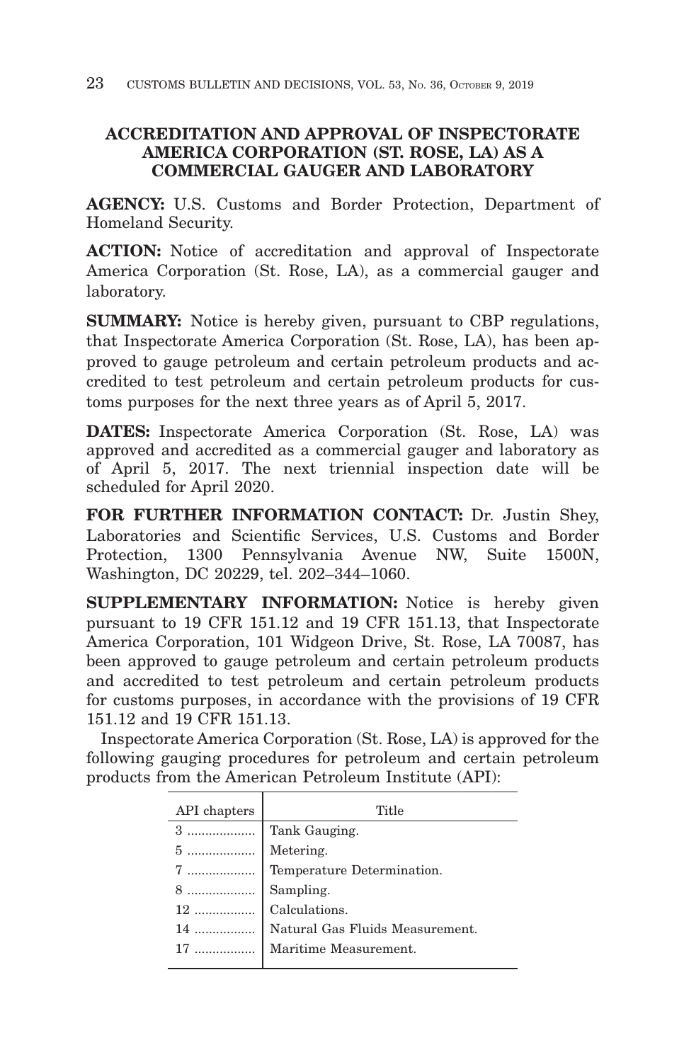## ACCREDITATION AND APPROVAL OF INSPECTORATE AMERICA CORPORATION (ST. ROSE, LA) AS A COMMERCIAL GAUGER AND LABORATORY

**AGENCY:** U.S. Customs and Border Protection, Department of Homeland Security.

**ACTION:** Notice of accreditation and approval of Inspectorate America Corporation (St. Rose, LA), as a commercial gauger and laboratory.

**SUMMARY:** Notice is hereby given, pursuant to CBP regulations, that Inspectorate America Corporation (St. Rose, LA), has been approved to gauge petroleum and certain petroleum products and accredited to test petroleum and certain petroleum products for customs purposes for the next three years as of April 5, 2017.

**DATES:** Inspectorate America Corporation (St. Rose, LA) was approved and accredited as a commercial gauger and laboratory as of April 5, 2017. The next triennial inspection date will be scheduled for April 2020.

**FOR FURTHER INFORMATION CONTACT:** Dr. Justin Shey, Laboratories and Scientific Services, U.S. Customs and Border Protection, 1300 Pennsylvania Avenue NW, Suite 1500N, Washington, DC 20229, tel. 202–344–1060.

**SUPPLEMENTARY INFORMATION:** Notice is hereby given pursuant to 19 CFR 151.12 and 19 CFR 151.13, that Inspectorate America Corporation, 101 Widgeon Drive, St. Rose, LA 70087, has been approved to gauge petroleum and certain petroleum products and accredited to test petroleum and certain petroleum products for customs purposes, in accordance with the provisions of 19 CFR 151.12 and 19 CFR 151.13.

Inspectorate America Corporation (St. Rose, LA) is approved for the following gauging procedures for petroleum and certain petroleum products from the American Petroleum Institute (API):

| API chapters | Title |
| --- | --- |
| 3 | Tank Gauging. |
| 5 | Metering. |
| 7 | Temperature Determination. |
| 8 | Sampling. |
| 12 | Calculations. |
| 14 | Natural Gas Fluids Measurement. |
| 17 | Maritime Measurement. |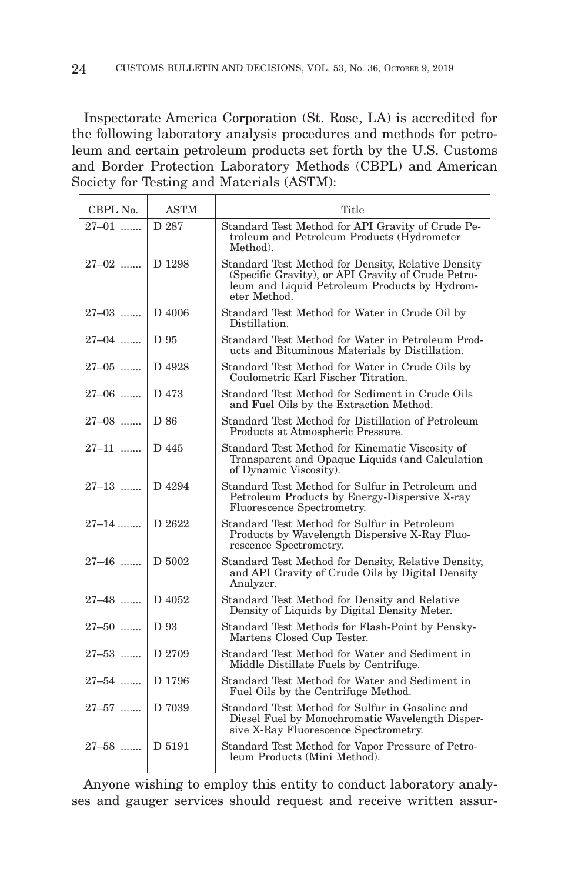Inspectorate America Corporation (St. Rose, LA) is accredited for the following laboratory analysis procedures and methods for petroleum and certain petroleum products set forth by the U.S. Customs and Border Protection Laboratory Methods (CBPL) and American Society for Testing and Materials (ASTM):

| CBPL No. | ASTM | Title |
|---|---|---|
| 27–01 | D 287 | Standard Test Method for API Gravity of Crude Petroleum and Petroleum Products (Hydrometer Method). |
| 27–02 | D 1298 | Standard Test Method for Density, Relative Density (Specific Gravity), or API Gravity of Crude Petroleum and Liquid Petroleum Products by Hydrometer Method. |
| 27–03 | D 4006 | Standard Test Method for Water in Crude Oil by Distillation. |
| 27–04 | D 95 | Standard Test Method for Water in Petroleum Products and Bituminous Materials by Distillation. |
| 27–05 | D 4928 | Standard Test Method for Water in Crude Oils by Coulometric Karl Fischer Titration. |
| 27–06 | D 473 | Standard Test Method for Sediment in Crude Oils and Fuel Oils by the Extraction Method. |
| 27–08 | D 86 | Standard Test Method for Distillation of Petroleum Products at Atmospheric Pressure. |
| 27–11 | D 445 | Standard Test Method for Kinematic Viscosity of Transparent and Opaque Liquids (and Calculation of Dynamic Viscosity). |
| 27–13 | D 4294 | Standard Test Method for Sulfur in Petroleum and Petroleum Products by Energy-Dispersive X-ray Fluorescence Spectrometry. |
| 27–14 | D 2622 | Standard Test Method for Sulfur in Petroleum Products by Wavelength Dispersive X-Ray Fluorescence Spectrometry. |
| 27–46 | D 5002 | Standard Test Method for Density, Relative Density, and API Gravity of Crude Oils by Digital Density Analyzer. |
| 27–48 | D 4052 | Standard Test Method for Density and Relative Density of Liquids by Digital Density Meter. |
| 27–50 | D 93 | Standard Test Methods for Flash-Point by Pensky-Martens Closed Cup Tester. |
| 27–53 | D 2709 | Standard Test Method for Water and Sediment in Middle Distillate Fuels by Centrifuge. |
| 27–54 | D 1796 | Standard Test Method for Water and Sediment in Fuel Oils by the Centrifuge Method. |
| 27–57 | D 7039 | Standard Test Method for Sulfur in Gasoline and Diesel Fuel by Monochromatic Wavelength Dispersive X-Ray Fluorescence Spectrometry. |
| 27–58 | D 5191 | Standard Test Method for Vapor Pressure of Petroleum Products (Mini Method). |

Anyone wishing to employ this entity to conduct laboratory analyses and gauger services should request and receive written assur-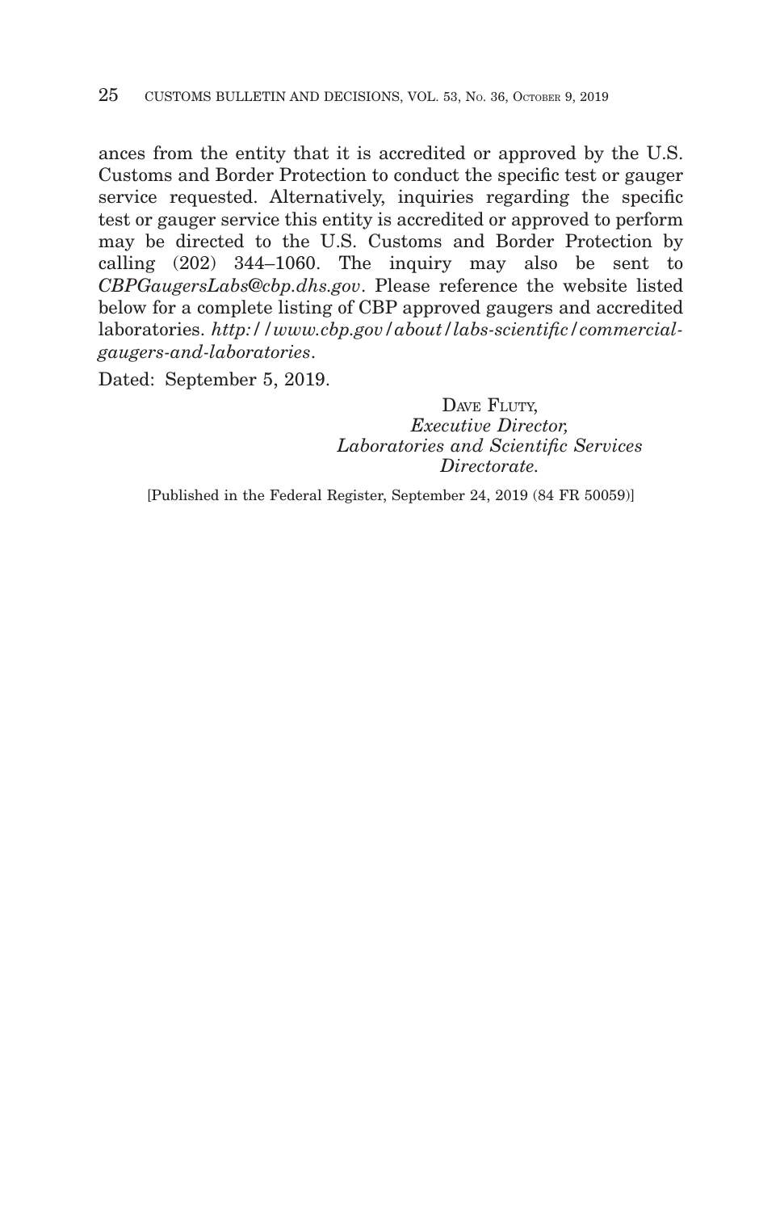ances from the entity that it is accredited or approved by the U.S. Customs and Border Protection to conduct the specific test or gauger service requested. Alternatively, inquiries regarding the specific test or gauger service this entity is accredited or approved to perform may be directed to the U.S. Customs and Border Protection by calling (202) 344–1060. The inquiry may also be sent to *CBPGaugersLabs@cbp.dhs.gov*. Please reference the website listed below for a complete listing of CBP approved gaugers and accredited laboratories. *http://www.cbp.gov/about/labs-scientific/commercial-gaugers-and-laboratories*.

Dated: September 5, 2019.

DAVE FLUTY,
*Executive Director,*
*Laboratories and Scientific Services Directorate.*

[Published in the Federal Register, September 24, 2019 (84 FR 50059)]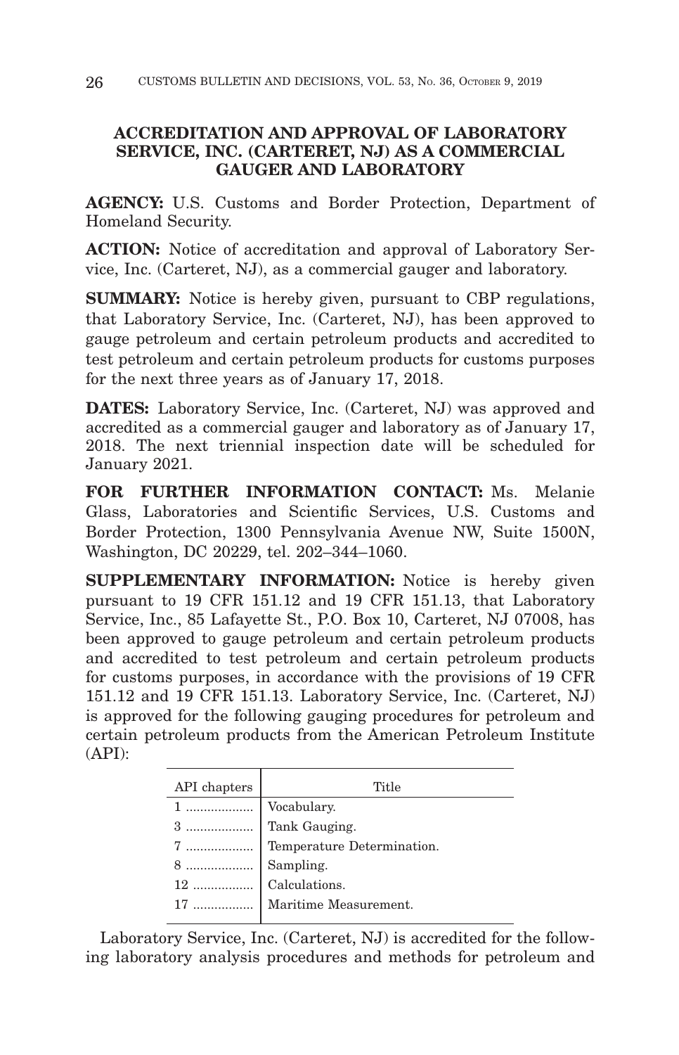## ACCREDITATION AND APPROVAL OF LABORATORY SERVICE, INC. (CARTERET, NJ) AS A COMMERCIAL GAUGER AND LABORATORY

**AGENCY:** U.S. Customs and Border Protection, Department of Homeland Security.

**ACTION:** Notice of accreditation and approval of Laboratory Service, Inc. (Carteret, NJ), as a commercial gauger and laboratory.

**SUMMARY:** Notice is hereby given, pursuant to CBP regulations, that Laboratory Service, Inc. (Carteret, NJ), has been approved to gauge petroleum and certain petroleum products and accredited to test petroleum and certain petroleum products for customs purposes for the next three years as of January 17, 2018.

**DATES:** Laboratory Service, Inc. (Carteret, NJ) was approved and accredited as a commercial gauger and laboratory as of January 17, 2018. The next triennial inspection date will be scheduled for January 2021.

**FOR FURTHER INFORMATION CONTACT:** Ms. Melanie Glass, Laboratories and Scientific Services, U.S. Customs and Border Protection, 1300 Pennsylvania Avenue NW, Suite 1500N, Washington, DC 20229, tel. 202–344–1060.

**SUPPLEMENTARY INFORMATION:** Notice is hereby given pursuant to 19 CFR 151.12 and 19 CFR 151.13, that Laboratory Service, Inc., 85 Lafayette St., P.O. Box 10, Carteret, NJ 07008, has been approved to gauge petroleum and certain petroleum products and accredited to test petroleum and certain petroleum products for customs purposes, in accordance with the provisions of 19 CFR 151.12 and 19 CFR 151.13. Laboratory Service, Inc. (Carteret, NJ) is approved for the following gauging procedures for petroleum and certain petroleum products from the American Petroleum Institute (API):

| API chapters | Title |
|---|---|
| 1 | Vocabulary. |
| 3 | Tank Gauging. |
| 7 | Temperature Determination. |
| 8 | Sampling. |
| 12 | Calculations. |
| 17 | Maritime Measurement. |

Laboratory Service, Inc. (Carteret, NJ) is accredited for the following laboratory analysis procedures and methods for petroleum and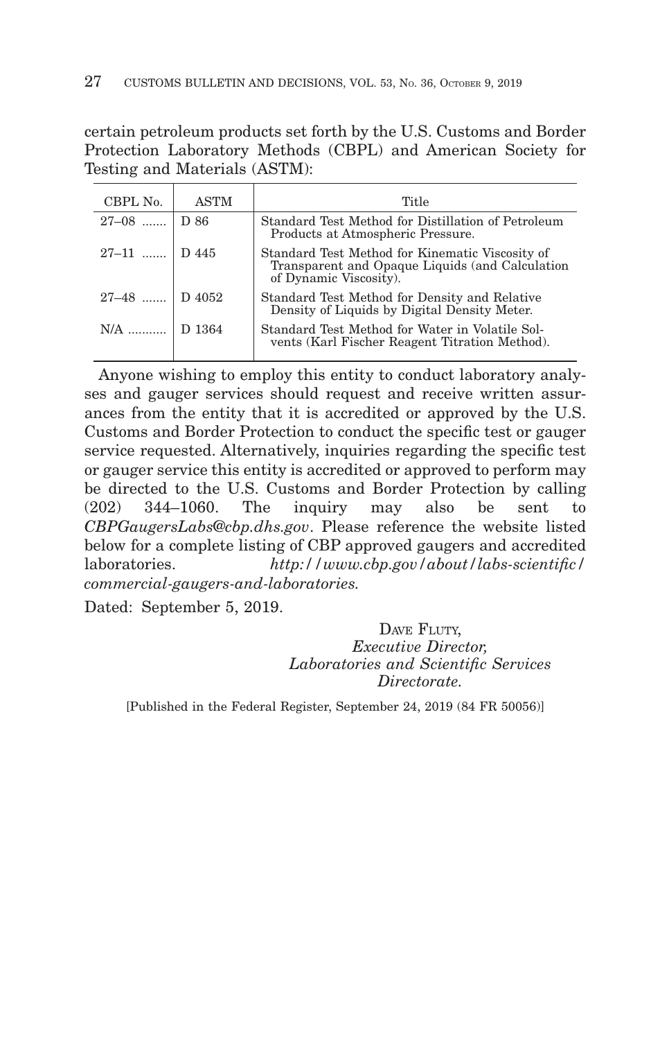certain petroleum products set forth by the U.S. Customs and Border Protection Laboratory Methods (CBPL) and American Society for Testing and Materials (ASTM):

| CBPL No. | ASTM | Title |
|---|---|---|
| 27–08 ....... | D 86 | Standard Test Method for Distillation of Petroleum Products at Atmospheric Pressure. |
| 27–11 ....... | D 445 | Standard Test Method for Kinematic Viscosity of Transparent and Opaque Liquids (and Calculation of Dynamic Viscosity). |
| 27–48 ....... | D 4052 | Standard Test Method for Density and Relative Density of Liquids by Digital Density Meter. |
| N/A ........... | D 1364 | Standard Test Method for Water in Volatile Solvents (Karl Fischer Reagent Titration Method). |

Anyone wishing to employ this entity to conduct laboratory analyses and gauger services should request and receive written assurances from the entity that it is accredited or approved by the U.S. Customs and Border Protection to conduct the specific test or gauger service requested. Alternatively, inquiries regarding the specific test or gauger service this entity is accredited or approved to perform may be directed to the U.S. Customs and Border Protection by calling (202) 344–1060. The inquiry may also be sent to *CBPGaugersLabs@cbp.dhs.gov*. Please reference the website listed below for a complete listing of CBP approved gaugers and accredited laboratories. *http://www.cbp.gov/about/labs-scientific/commercial-gaugers-and-laboratories.*

Dated: September 5, 2019.

DAVE FLUTY,
*Executive Director,*
*Laboratories and Scientific Services Directorate.*

[Published in the Federal Register, September 24, 2019 (84 FR 50056)]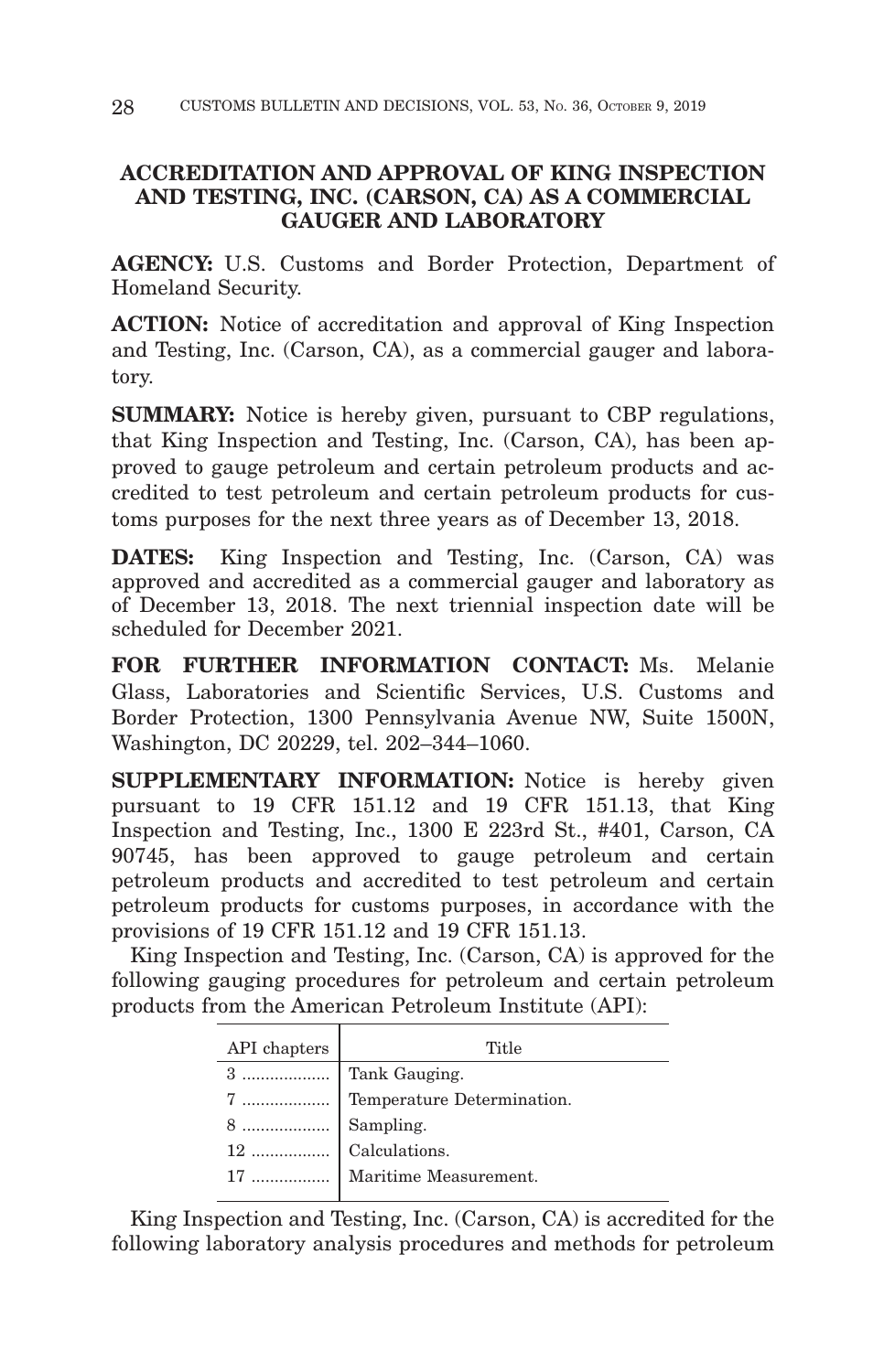## ACCREDITATION AND APPROVAL OF KING INSPECTION AND TESTING, INC. (CARSON, CA) AS A COMMERCIAL GAUGER AND LABORATORY

**AGENCY:** U.S. Customs and Border Protection, Department of Homeland Security.

**ACTION:** Notice of accreditation and approval of King Inspection and Testing, Inc. (Carson, CA), as a commercial gauger and laboratory.

**SUMMARY:** Notice is hereby given, pursuant to CBP regulations, that King Inspection and Testing, Inc. (Carson, CA), has been approved to gauge petroleum and certain petroleum products and accredited to test petroleum and certain petroleum products for customs purposes for the next three years as of December 13, 2018.

**DATES:** King Inspection and Testing, Inc. (Carson, CA) was approved and accredited as a commercial gauger and laboratory as of December 13, 2018. The next triennial inspection date will be scheduled for December 2021.

**FOR FURTHER INFORMATION CONTACT:** Ms. Melanie Glass, Laboratories and Scientific Services, U.S. Customs and Border Protection, 1300 Pennsylvania Avenue NW, Suite 1500N, Washington, DC 20229, tel. 202–344–1060.

**SUPPLEMENTARY INFORMATION:** Notice is hereby given pursuant to 19 CFR 151.12 and 19 CFR 151.13, that King Inspection and Testing, Inc., 1300 E 223rd St., #401, Carson, CA 90745, has been approved to gauge petroleum and certain petroleum products and accredited to test petroleum and certain petroleum products for customs purposes, in accordance with the provisions of 19 CFR 151.12 and 19 CFR 151.13.

King Inspection and Testing, Inc. (Carson, CA) is approved for the following gauging procedures for petroleum and certain petroleum products from the American Petroleum Institute (API):

| API chapters | Title |
|---|---|
| 3 | Tank Gauging. |
| 7 | Temperature Determination. |
| 8 | Sampling. |
| 12 | Calculations. |
| 17 | Maritime Measurement. |

King Inspection and Testing, Inc. (Carson, CA) is accredited for the following laboratory analysis procedures and methods for petroleum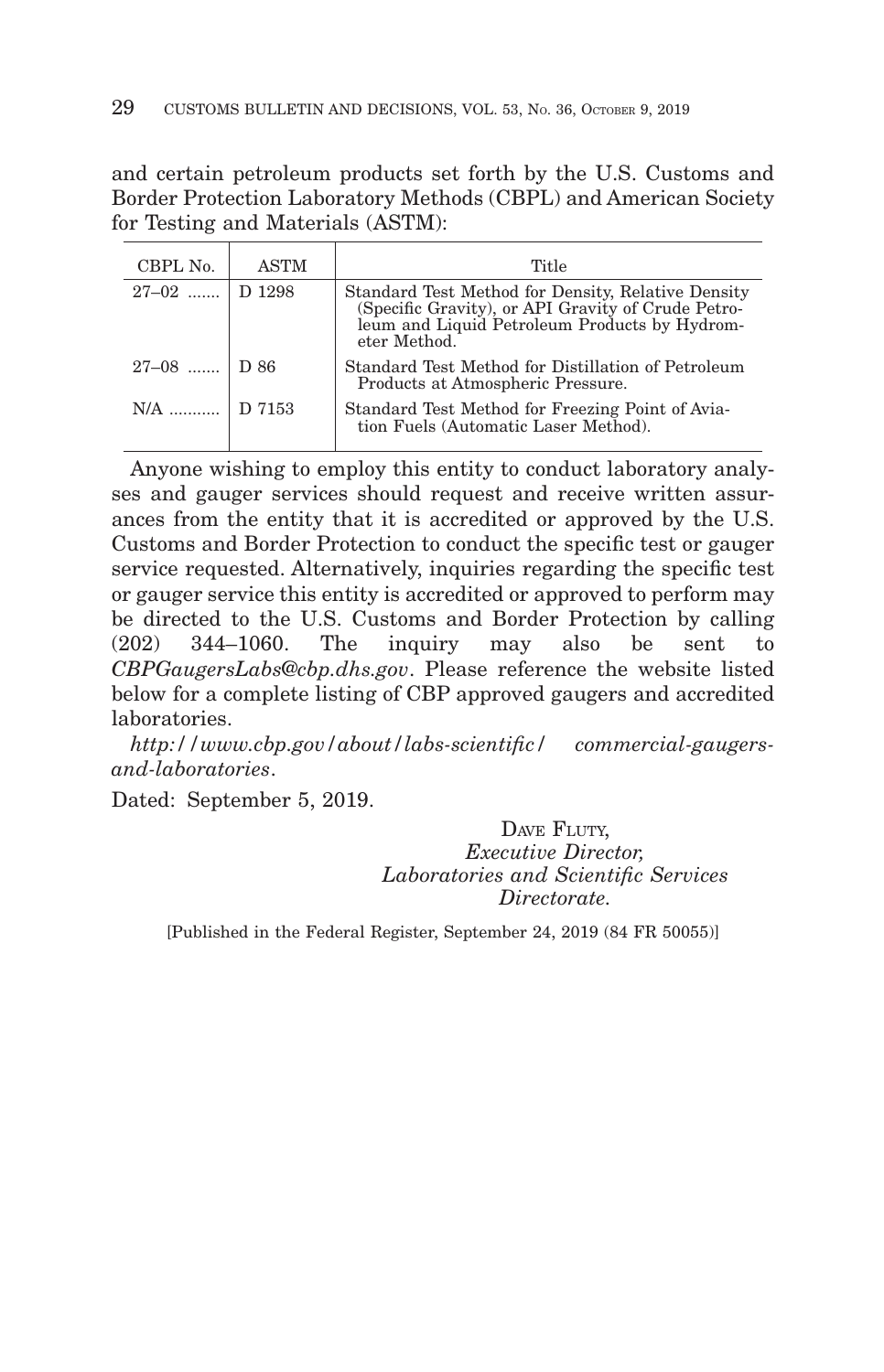and certain petroleum products set forth by the U.S. Customs and Border Protection Laboratory Methods (CBPL) and American Society for Testing and Materials (ASTM):

| CBPL No. | ASTM | Title |
|---|---|---|
| 27–02 | D 1298 | Standard Test Method for Density, Relative Density (Specific Gravity), or API Gravity of Crude Petroleum and Liquid Petroleum Products by Hydrometer Method. |
| 27–08 | D 86 | Standard Test Method for Distillation of Petroleum Products at Atmospheric Pressure. |
| N/A | D 7153 | Standard Test Method for Freezing Point of Aviation Fuels (Automatic Laser Method). |

Anyone wishing to employ this entity to conduct laboratory analyses and gauger services should request and receive written assurances from the entity that it is accredited or approved by the U.S. Customs and Border Protection to conduct the specific test or gauger service requested. Alternatively, inquiries regarding the specific test or gauger service this entity is accredited or approved to perform may be directed to the U.S. Customs and Border Protection by calling (202) 344–1060. The inquiry may also be sent to *CBPGaugersLabs@cbp.dhs.gov*. Please reference the website listed below for a complete listing of CBP approved gaugers and accredited laboratories.

*http://www.cbp.gov/about/labs-scientific/ commercial-gaugers-and-laboratories*.

Dated: September 5, 2019.

DAVE FLUTY,
*Executive Director,*
*Laboratories and Scientific Services Directorate.*

[Published in the Federal Register, September 24, 2019 (84 FR 50055)]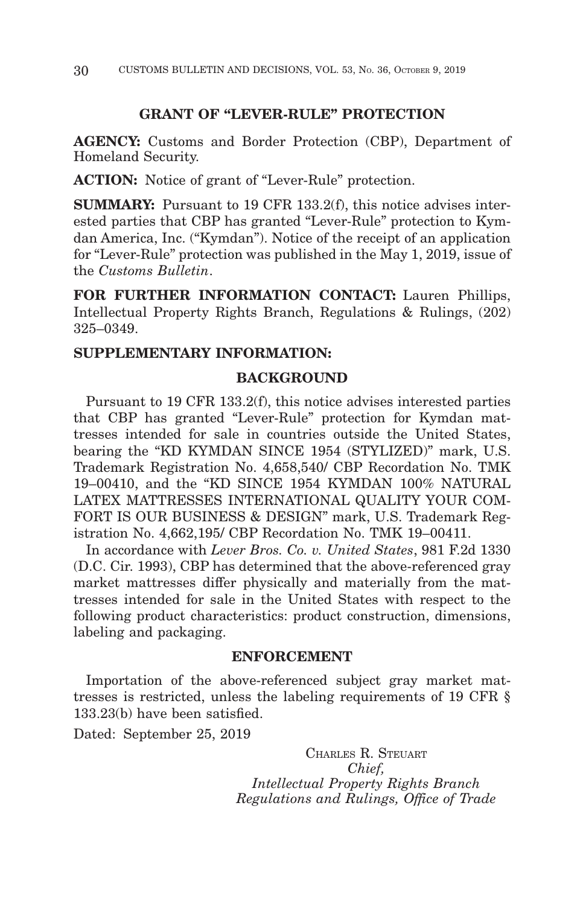## GRANT OF "LEVER-RULE" PROTECTION

**AGENCY:** Customs and Border Protection (CBP), Department of Homeland Security.

**ACTION:** Notice of grant of "Lever-Rule" protection.

**SUMMARY:** Pursuant to 19 CFR 133.2(f), this notice advises interested parties that CBP has granted "Lever-Rule" protection to Kymdan America, Inc. ("Kymdan"). Notice of the receipt of an application for "Lever-Rule" protection was published in the May 1, 2019, issue of the *Customs Bulletin*.

**FOR FURTHER INFORMATION CONTACT:** Lauren Phillips, Intellectual Property Rights Branch, Regulations & Rulings, (202) 325–0349.

**SUPPLEMENTARY INFORMATION:**

### BACKGROUND

Pursuant to 19 CFR 133.2(f), this notice advises interested parties that CBP has granted "Lever-Rule" protection for Kymdan mattresses intended for sale in countries outside the United States, bearing the "KD KYMDAN SINCE 1954 (STYLIZED)" mark, U.S. Trademark Registration No. 4,658,540/ CBP Recordation No. TMK 19–00410, and the "KD SINCE 1954 KYMDAN 100% NATURAL LATEX MATTRESSES INTERNATIONAL QUALITY YOUR COMFORT IS OUR BUSINESS & DESIGN" mark, U.S. Trademark Registration No. 4,662,195/ CBP Recordation No. TMK 19–00411.

In accordance with *Lever Bros. Co. v. United States*, 981 F.2d 1330 (D.C. Cir. 1993), CBP has determined that the above-referenced gray market mattresses differ physically and materially from the mattresses intended for sale in the United States with respect to the following product characteristics: product construction, dimensions, labeling and packaging.

### ENFORCEMENT

Importation of the above-referenced subject gray market mattresses is restricted, unless the labeling requirements of 19 CFR § 133.23(b) have been satisfied.

Dated: September 25, 2019

CHARLES R. STEUART
*Chief,*
*Intellectual Property Rights Branch*
*Regulations and Rulings, Office of Trade*